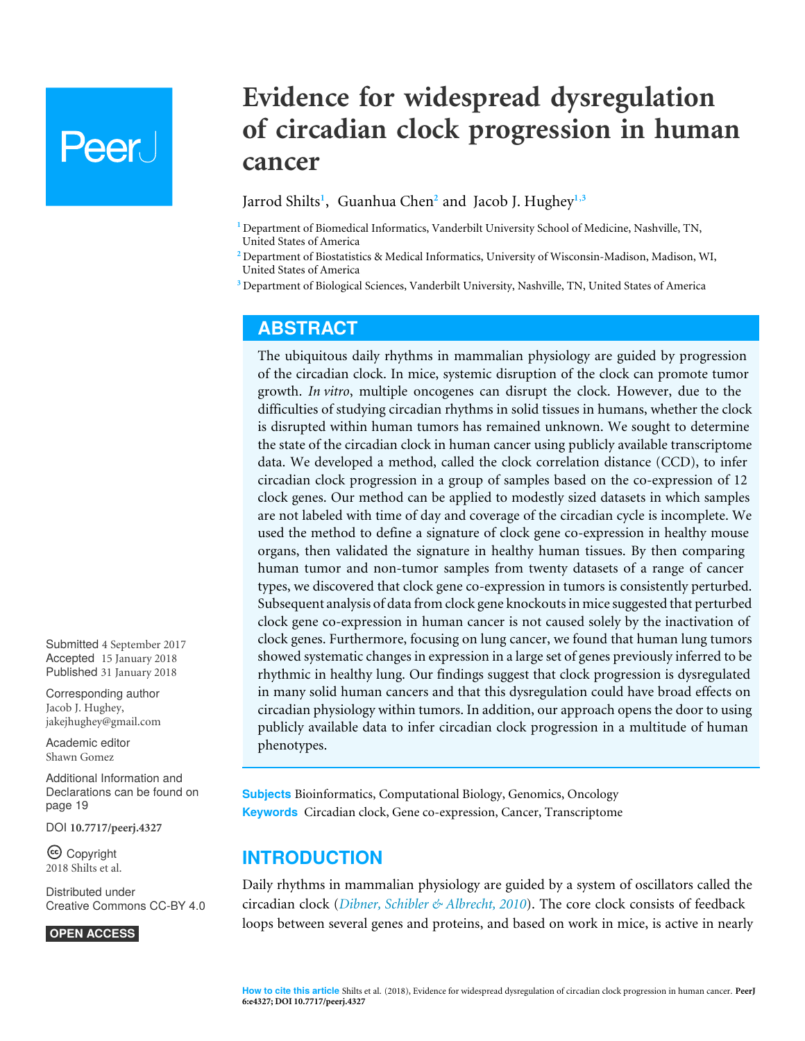# Evidence for widespread dysregulation of circadian clock progression in human cancer

Jarrod Shilts[1], Guanhua Chen[2] and Jacob J. Hughey[1,3]

[1] Department of Biomedical Informatics, Vanderbilt University School of Medicine, Nashville, TN, United States of America

[2] Department of Biostatistics & Medical Informatics, University of Wisconsin-Madison, Madison, WI, United States of America

[3] Department of Biological Sciences, Vanderbilt University, Nashville, TN, United States of America

## ABSTRACT

The ubiquitous daily rhythms in mammalian physiology are guided by progression of the circadian clock. In mice, systemic disruption of the clock can promote tumor growth. *In vitro*, multiple oncogenes can disrupt the clock. However, due to the difficulties of studying circadian rhythms in solid tissues in humans, whether the clock is disrupted within human tumors has remained unknown. We sought to determine the state of the circadian clock in human cancer using publicly available transcriptome data. We developed a method, called the clock correlation distance (CCD), to infer circadian clock progression in a group of samples based on the co-expression of 12 clock genes. Our method can be applied to modestly sized datasets in which samples are not labeled with time of day and coverage of the circadian cycle is incomplete. We used the method to define a signature of clock gene co-expression in healthy mouse organs, then validated the signature in healthy human tissues. By then comparing human tumor and non-tumor samples from twenty datasets of a range of cancer types, we discovered that clock gene co-expression in tumors is consistently perturbed. Subsequent analysis of data from clock gene knockouts in mice suggested that perturbed clock gene co-expression in human cancer is not caused solely by the inactivation of clock genes. Furthermore, focusing on lung cancer, we found that human lung tumors showed systematic changes in expression in a large set of genes previously inferred to be rhythmic in healthy lung. Our findings suggest that clock progression is dysregulated in many solid human cancers and that this dysregulation could have broad effects on circadian physiology within tumors. In addition, our approach opens the door to using publicly available data to infer circadian clock progression in a multitude of human phenotypes.

Submitted 4 September 2017
Accepted 15 January 2018
Published 31 January 2018

Corresponding author
Jacob J. Hughey,
jakejhughey@gmail.com

Academic editor
Shawn Gomez

Additional Information and Declarations can be found on page 19

DOI 10.7717/peerj.4327

Copyright
2018 Shilts et al.

Distributed under
Creative Commons CC-BY 4.0

OPEN ACCESS

**Subjects** Bioinformatics, Computational Biology, Genomics, Oncology
**Keywords** Circadian clock, Gene co-expression, Cancer, Transcriptome

## INTRODUCTION

Daily rhythms in mammalian physiology are guided by a system of oscillators called the circadian clock (*Dibner, Schibler & Albrecht, 2010*). The core clock consists of feedback loops between several genes and proteins, and based on work in mice, is active in nearly

**How to cite this article** Shilts et al. (2018), Evidence for widespread dysregulation of circadian clock progression in human cancer. **PeerJ 6:e4327; DOI 10.7717/peerj.4327**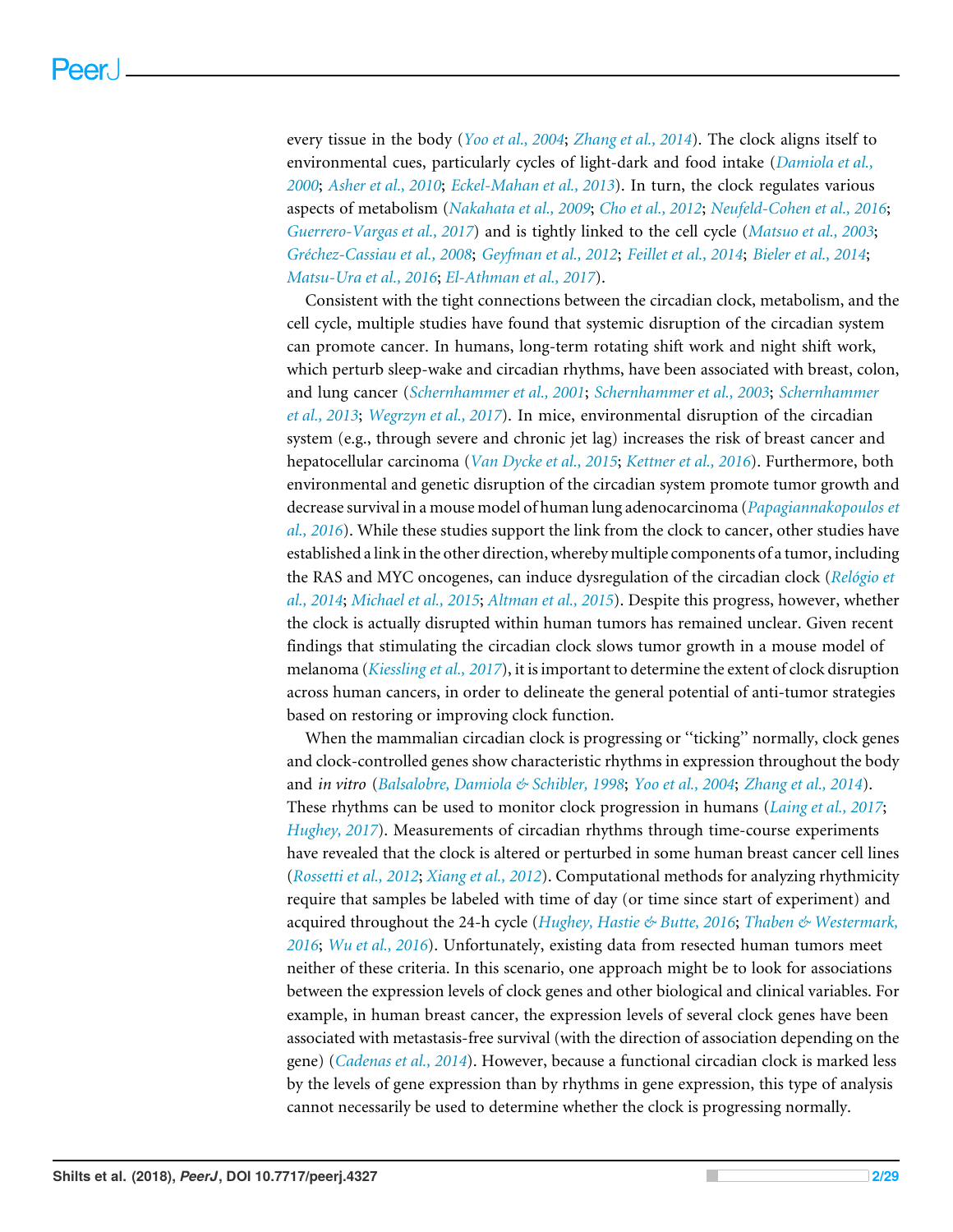every tissue in the body (*Yoo et al., 2004*; *Zhang et al., 2014*). The clock aligns itself to environmental cues, particularly cycles of light-dark and food intake (*Damiola et al., 2000*; *Asher et al., 2010*; *Eckel-Mahan et al., 2013*). In turn, the clock regulates various aspects of metabolism (*Nakahata et al., 2009*; *Cho et al., 2012*; *Neufeld-Cohen et al., 2016*; *Guerrero-Vargas et al., 2017*) and is tightly linked to the cell cycle (*Matsuo et al., 2003*; *Gréchez-Cassiau et al., 2008*; *Geyfman et al., 2012*; *Feillet et al., 2014*; *Bieler et al., 2014*; *Matsu-Ura et al., 2016*; *El-Athman et al., 2017*).

Consistent with the tight connections between the circadian clock, metabolism, and the cell cycle, multiple studies have found that systemic disruption of the circadian system can promote cancer. In humans, long-term rotating shift work and night shift work, which perturb sleep-wake and circadian rhythms, have been associated with breast, colon, and lung cancer (*Schernhammer et al., 2001*; *Schernhammer et al., 2003*; *Schernhammer et al., 2013*; *Wegrzyn et al., 2017*). In mice, environmental disruption of the circadian system (e.g., through severe and chronic jet lag) increases the risk of breast cancer and hepatocellular carcinoma (*Van Dycke et al., 2015*; *Kettner et al., 2016*). Furthermore, both environmental and genetic disruption of the circadian system promote tumor growth and decrease survival in a mouse model of human lung adenocarcinoma (*Papagiannakopoulos et al., 2016*). While these studies support the link from the clock to cancer, other studies have established a link in the other direction, whereby multiple components of a tumor, including the RAS and MYC oncogenes, can induce dysregulation of the circadian clock (*Relógio et al., 2014*; *Michael et al., 2015*; *Altman et al., 2015*). Despite this progress, however, whether the clock is actually disrupted within human tumors has remained unclear. Given recent findings that stimulating the circadian clock slows tumor growth in a mouse model of melanoma (*Kiessling et al., 2017*), it is important to determine the extent of clock disruption across human cancers, in order to delineate the general potential of anti-tumor strategies based on restoring or improving clock function.

When the mammalian circadian clock is progressing or "ticking" normally, clock genes and clock-controlled genes show characteristic rhythms in expression throughout the body and *in vitro* (*Balsalobre, Damiola & Schibler, 1998*; *Yoo et al., 2004*; *Zhang et al., 2014*). These rhythms can be used to monitor clock progression in humans (*Laing et al., 2017*; *Hughey, 2017*). Measurements of circadian rhythms through time-course experiments have revealed that the clock is altered or perturbed in some human breast cancer cell lines (*Rossetti et al., 2012*; *Xiang et al., 2012*). Computational methods for analyzing rhythmicity require that samples be labeled with time of day (or time since start of experiment) and acquired throughout the 24-h cycle (*Hughey, Hastie & Butte, 2016*; *Thaben & Westermark, 2016*; *Wu et al., 2016*). Unfortunately, existing data from resected human tumors meet neither of these criteria. In this scenario, one approach might be to look for associations between the expression levels of clock genes and other biological and clinical variables. For example, in human breast cancer, the expression levels of several clock genes have been associated with metastasis-free survival (with the direction of association depending on the gene) (*Cadenas et al., 2014*). However, because a functional circadian clock is marked less by the levels of gene expression than by rhythms in gene expression, this type of analysis cannot necessarily be used to determine whether the clock is progressing normally.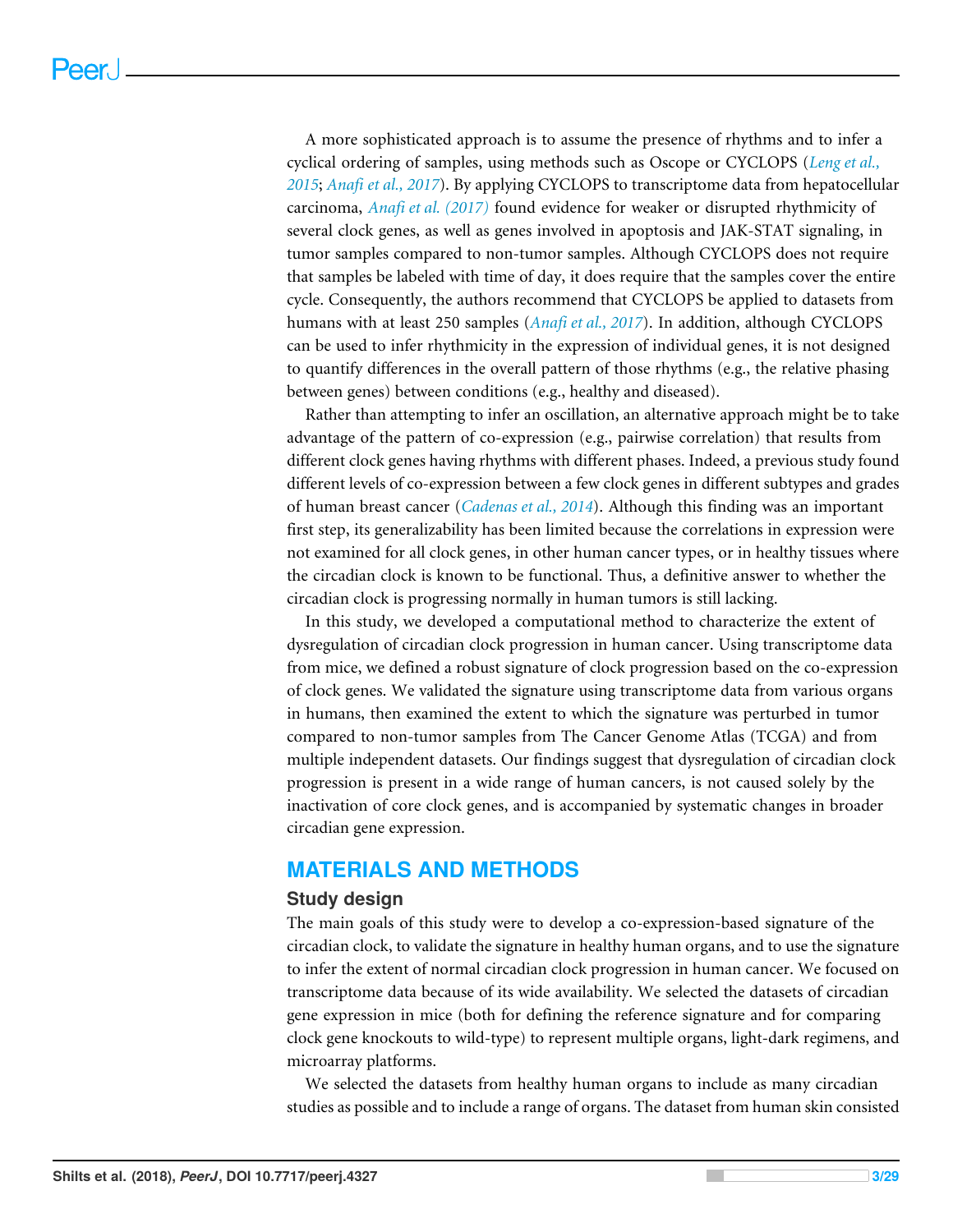A more sophisticated approach is to assume the presence of rhythms and to infer a cyclical ordering of samples, using methods such as Oscope or CYCLOPS (*Leng et al., 2015*; *Anafi et al., 2017*). By applying CYCLOPS to transcriptome data from hepatocellular carcinoma, *Anafi et al. (2017)* found evidence for weaker or disrupted rhythmicity of several clock genes, as well as genes involved in apoptosis and JAK-STAT signaling, in tumor samples compared to non-tumor samples. Although CYCLOPS does not require that samples be labeled with time of day, it does require that the samples cover the entire cycle. Consequently, the authors recommend that CYCLOPS be applied to datasets from humans with at least 250 samples (*Anafi et al., 2017*). In addition, although CYCLOPS can be used to infer rhythmicity in the expression of individual genes, it is not designed to quantify differences in the overall pattern of those rhythms (e.g., the relative phasing between genes) between conditions (e.g., healthy and diseased).

Rather than attempting to infer an oscillation, an alternative approach might be to take advantage of the pattern of co-expression (e.g., pairwise correlation) that results from different clock genes having rhythms with different phases. Indeed, a previous study found different levels of co-expression between a few clock genes in different subtypes and grades of human breast cancer (*Cadenas et al., 2014*). Although this finding was an important first step, its generalizability has been limited because the correlations in expression were not examined for all clock genes, in other human cancer types, or in healthy tissues where the circadian clock is known to be functional. Thus, a definitive answer to whether the circadian clock is progressing normally in human tumors is still lacking.

In this study, we developed a computational method to characterize the extent of dysregulation of circadian clock progression in human cancer. Using transcriptome data from mice, we defined a robust signature of clock progression based on the co-expression of clock genes. We validated the signature using transcriptome data from various organs in humans, then examined the extent to which the signature was perturbed in tumor compared to non-tumor samples from The Cancer Genome Atlas (TCGA) and from multiple independent datasets. Our findings suggest that dysregulation of circadian clock progression is present in a wide range of human cancers, is not caused solely by the inactivation of core clock genes, and is accompanied by systematic changes in broader circadian gene expression.

## MATERIALS AND METHODS

### Study design

The main goals of this study were to develop a co-expression-based signature of the circadian clock, to validate the signature in healthy human organs, and to use the signature to infer the extent of normal circadian clock progression in human cancer. We focused on transcriptome data because of its wide availability. We selected the datasets of circadian gene expression in mice (both for defining the reference signature and for comparing clock gene knockouts to wild-type) to represent multiple organs, light-dark regimens, and microarray platforms.

We selected the datasets from healthy human organs to include as many circadian studies as possible and to include a range of organs. The dataset from human skin consisted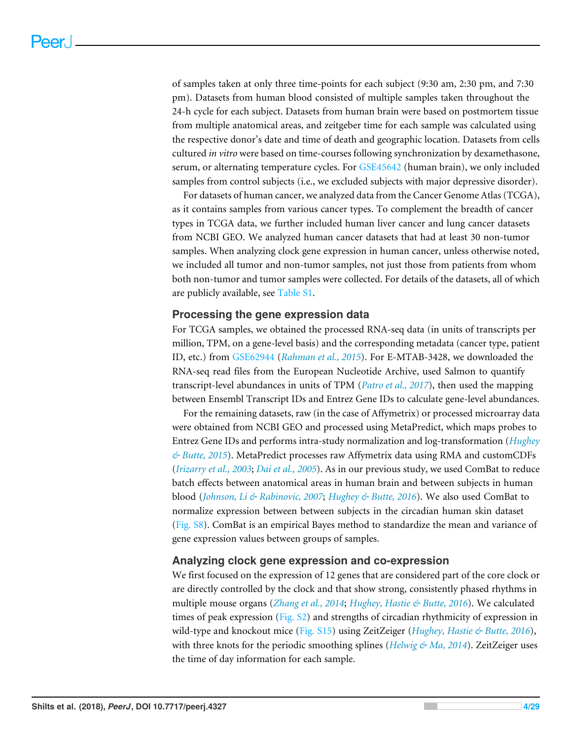of samples taken at only three time-points for each subject (9:30 am, 2:30 pm, and 7:30 pm). Datasets from human blood consisted of multiple samples taken throughout the 24-h cycle for each subject. Datasets from human brain were based on postmortem tissue from multiple anatomical areas, and zeitgeber time for each sample was calculated using the respective donor's date and time of death and geographic location. Datasets from cells cultured *in vitro* were based on time-courses following synchronization by dexamethasone, serum, or alternating temperature cycles. For GSE45642 (human brain), we only included samples from control subjects (i.e., we excluded subjects with major depressive disorder).

For datasets of human cancer, we analyzed data from the Cancer Genome Atlas (TCGA), as it contains samples from various cancer types. To complement the breadth of cancer types in TCGA data, we further included human liver cancer and lung cancer datasets from NCBI GEO. We analyzed human cancer datasets that had at least 30 non-tumor samples. When analyzing clock gene expression in human cancer, unless otherwise noted, we included all tumor and non-tumor samples, not just those from patients from whom both non-tumor and tumor samples were collected. For details of the datasets, all of which are publicly available, see Table S1.

### Processing the gene expression data

For TCGA samples, we obtained the processed RNA-seq data (in units of transcripts per million, TPM, on a gene-level basis) and the corresponding metadata (cancer type, patient ID, etc.) from GSE62944 (*Rahman et al., 2015*). For E-MTAB-3428, we downloaded the RNA-seq read files from the European Nucleotide Archive, used Salmon to quantify transcript-level abundances in units of TPM (*Patro et al., 2017*), then used the mapping between Ensembl Transcript IDs and Entrez Gene IDs to calculate gene-level abundances.

For the remaining datasets, raw (in the case of Affymetrix) or processed microarray data were obtained from NCBI GEO and processed using MetaPredict, which maps probes to Entrez Gene IDs and performs intra-study normalization and log-transformation (*Hughey & Butte, 2015*). MetaPredict processes raw Affymetrix data using RMA and customCDFs (*Irizarry et al., 2003*; *Dai et al., 2005*). As in our previous study, we used ComBat to reduce batch effects between anatomical areas in human brain and between subjects in human blood (*Johnson, Li & Rabinovic, 2007*; *Hughey & Butte, 2016*). We also used ComBat to normalize expression between between subjects in the circadian human skin dataset (Fig. S8). ComBat is an empirical Bayes method to standardize the mean and variance of gene expression values between groups of samples.

### Analyzing clock gene expression and co-expression

We first focused on the expression of 12 genes that are considered part of the core clock or are directly controlled by the clock and that show strong, consistently phased rhythms in multiple mouse organs (*Zhang et al., 2014*; *Hughey, Hastie & Butte, 2016*). We calculated times of peak expression (Fig. S2) and strengths of circadian rhythmicity of expression in wild-type and knockout mice (Fig. S15) using ZeitZeiger (*Hughey, Hastie & Butte, 2016*), with three knots for the periodic smoothing splines (*Helwig & Ma, 2014*). ZeitZeiger uses the time of day information for each sample.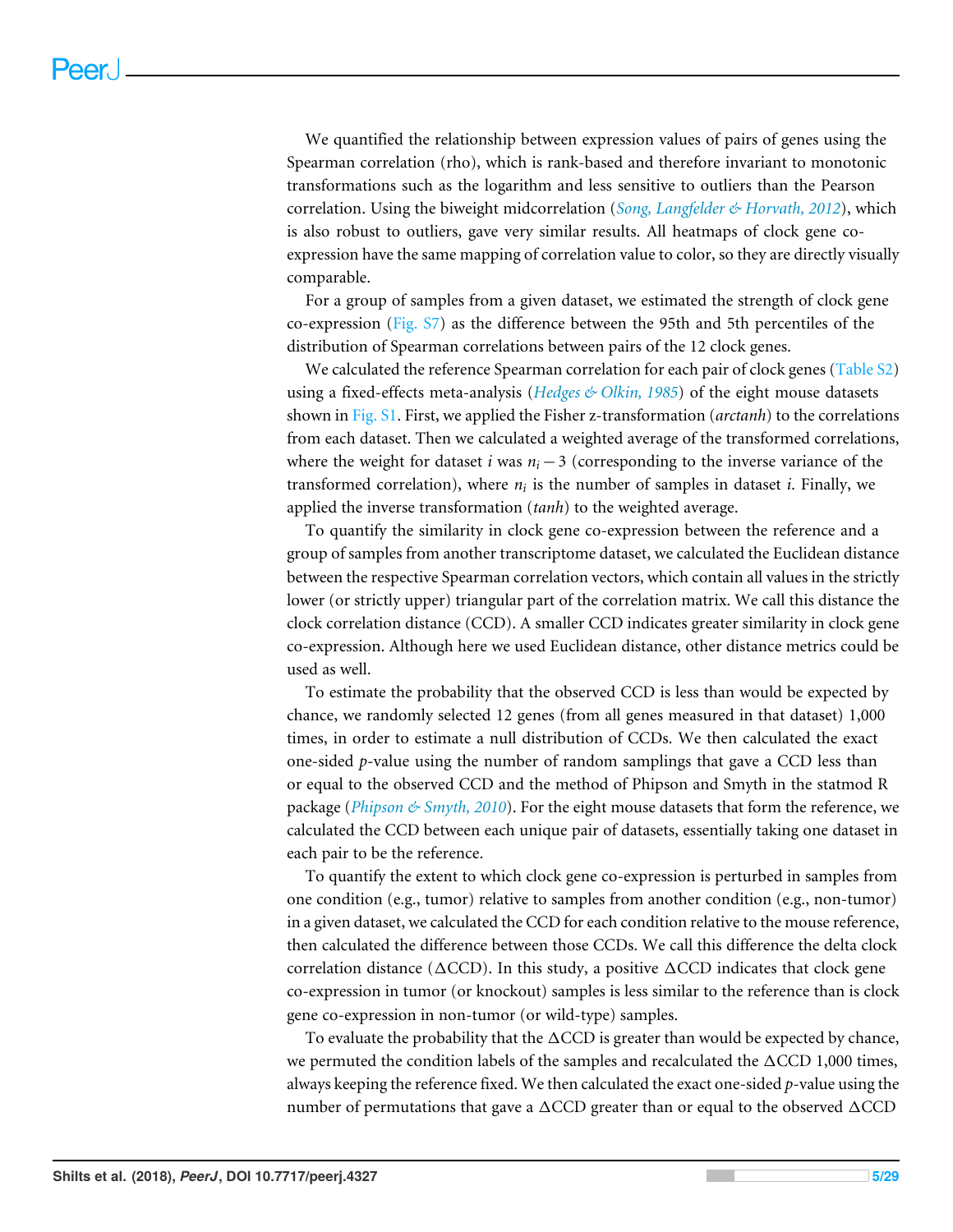We quantified the relationship between expression values of pairs of genes using the Spearman correlation (rho), which is rank-based and therefore invariant to monotonic transformations such as the logarithm and less sensitive to outliers than the Pearson correlation. Using the biweight midcorrelation (*Song, Langfelder & Horvath, 2012*), which is also robust to outliers, gave very similar results. All heatmaps of clock gene co-expression have the same mapping of correlation value to color, so they are directly visually comparable.

For a group of samples from a given dataset, we estimated the strength of clock gene co-expression (Fig. S7) as the difference between the 95th and 5th percentiles of the distribution of Spearman correlations between pairs of the 12 clock genes.

We calculated the reference Spearman correlation for each pair of clock genes (Table S2) using a fixed-effects meta-analysis (*Hedges & Olkin, 1985*) of the eight mouse datasets shown in Fig. S1. First, we applied the Fisher z-transformation (*arctanh*) to the correlations from each dataset. Then we calculated a weighted average of the transformed correlations, where the weight for dataset $i$ was $n_i - 3$ (corresponding to the inverse variance of the transformed correlation), where $n_i$ is the number of samples in dataset $i$. Finally, we applied the inverse transformation (*tanh*) to the weighted average.

To quantify the similarity in clock gene co-expression between the reference and a group of samples from another transcriptome dataset, we calculated the Euclidean distance between the respective Spearman correlation vectors, which contain all values in the strictly lower (or strictly upper) triangular part of the correlation matrix. We call this distance the clock correlation distance (CCD). A smaller CCD indicates greater similarity in clock gene co-expression. Although here we used Euclidean distance, other distance metrics could be used as well.

To estimate the probability that the observed CCD is less than would be expected by chance, we randomly selected 12 genes (from all genes measured in that dataset) 1,000 times, in order to estimate a null distribution of CCDs. We then calculated the exact one-sided $p$-value using the number of random samplings that gave a CCD less than or equal to the observed CCD and the method of Phipson and Smyth in the statmod R package (*Phipson & Smyth, 2010*). For the eight mouse datasets that form the reference, we calculated the CCD between each unique pair of datasets, essentially taking one dataset in each pair to be the reference.

To quantify the extent to which clock gene co-expression is perturbed in samples from one condition (e.g., tumor) relative to samples from another condition (e.g., non-tumor) in a given dataset, we calculated the CCD for each condition relative to the mouse reference, then calculated the difference between those CCDs. We call this difference the delta clock correlation distance ($\Delta$CCD). In this study, a positive $\Delta$CCD indicates that clock gene co-expression in tumor (or knockout) samples is less similar to the reference than is clock gene co-expression in non-tumor (or wild-type) samples.

To evaluate the probability that the $\Delta$CCD is greater than would be expected by chance, we permuted the condition labels of the samples and recalculated the $\Delta$CCD 1,000 times, always keeping the reference fixed. We then calculated the exact one-sided $p$-value using the number of permutations that gave a $\Delta$CCD greater than or equal to the observed $\Delta$CCD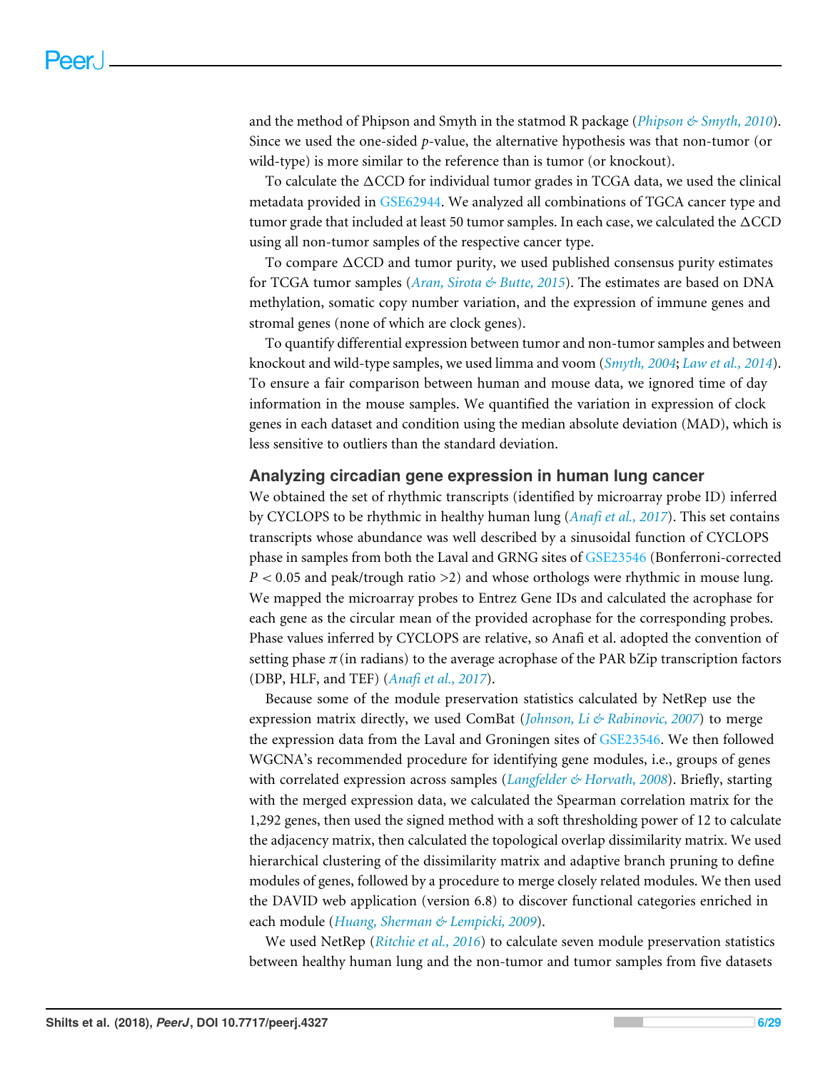and the method of Phipson and Smyth in the statmod R package (*Phipson & Smyth, 2010*). Since we used the one-sided *p*-value, the alternative hypothesis was that non-tumor (or wild-type) is more similar to the reference than is tumor (or knockout).

To calculate the ΔCCD for individual tumor grades in TCGA data, we used the clinical metadata provided in GSE62944. We analyzed all combinations of TGCA cancer type and tumor grade that included at least 50 tumor samples. In each case, we calculated the ΔCCD using all non-tumor samples of the respective cancer type.

To compare ΔCCD and tumor purity, we used published consensus purity estimates for TCGA tumor samples (*Aran, Sirota & Butte, 2015*). The estimates are based on DNA methylation, somatic copy number variation, and the expression of immune genes and stromal genes (none of which are clock genes).

To quantify differential expression between tumor and non-tumor samples and between knockout and wild-type samples, we used limma and voom (*Smyth, 2004*; *Law et al., 2014*). To ensure a fair comparison between human and mouse data, we ignored time of day information in the mouse samples. We quantified the variation in expression of clock genes in each dataset and condition using the median absolute deviation (MAD), which is less sensitive to outliers than the standard deviation.

## Analyzing circadian gene expression in human lung cancer

We obtained the set of rhythmic transcripts (identified by microarray probe ID) inferred by CYCLOPS to be rhythmic in healthy human lung (*Anafi et al., 2017*). This set contains transcripts whose abundance was well described by a sinusoidal function of CYCLOPS phase in samples from both the Laval and GRNG sites of GSE23546 (Bonferroni-corrected $P < 0.05$ and peak/trough ratio >2) and whose orthologs were rhythmic in mouse lung. We mapped the microarray probes to Entrez Gene IDs and calculated the acrophase for each gene as the circular mean of the provided acrophase for the corresponding probes. Phase values inferred by CYCLOPS are relative, so Anafi et al. adopted the convention of setting phase $\pi$ (in radians) to the average acrophase of the PAR bZip transcription factors (DBP, HLF, and TEF) (*Anafi et al., 2017*).

Because some of the module preservation statistics calculated by NetRep use the expression matrix directly, we used ComBat (*Johnson, Li & Rabinovic, 2007*) to merge the expression data from the Laval and Groningen sites of GSE23546. We then followed WGCNA's recommended procedure for identifying gene modules, i.e., groups of genes with correlated expression across samples (*Langfelder & Horvath, 2008*). Briefly, starting with the merged expression data, we calculated the Spearman correlation matrix for the 1,292 genes, then used the signed method with a soft thresholding power of 12 to calculate the adjacency matrix, then calculated the topological overlap dissimilarity matrix. We used hierarchical clustering of the dissimilarity matrix and adaptive branch pruning to define modules of genes, followed by a procedure to merge closely related modules. We then used the DAVID web application (version 6.8) to discover functional categories enriched in each module (*Huang, Sherman & Lempicki, 2009*).

We used NetRep (*Ritchie et al., 2016*) to calculate seven module preservation statistics between healthy human lung and the non-tumor and tumor samples from five datasets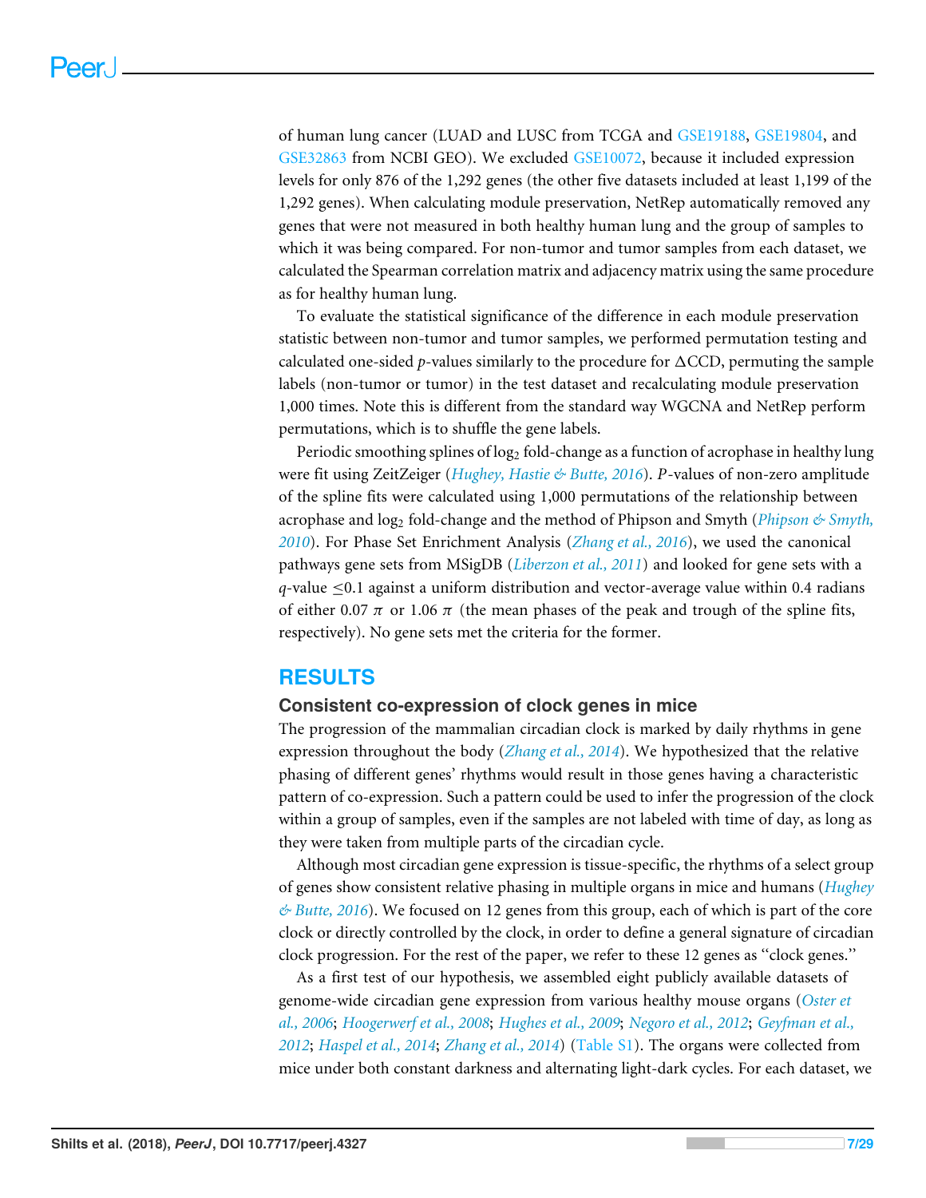of human lung cancer (LUAD and LUSC from TCGA and GSE19188, GSE19804, and GSE32863 from NCBI GEO). We excluded GSE10072, because it included expression levels for only 876 of the 1,292 genes (the other five datasets included at least 1,199 of the 1,292 genes). When calculating module preservation, NetRep automatically removed any genes that were not measured in both healthy human lung and the group of samples to which it was being compared. For non-tumor and tumor samples from each dataset, we calculated the Spearman correlation matrix and adjacency matrix using the same procedure as for healthy human lung.

To evaluate the statistical significance of the difference in each module preservation statistic between non-tumor and tumor samples, we performed permutation testing and calculated one-sided $p$-values similarly to the procedure for ΔCCD, permuting the sample labels (non-tumor or tumor) in the test dataset and recalculating module preservation 1,000 times. Note this is different from the standard way WGCNA and NetRep perform permutations, which is to shuffle the gene labels.

Periodic smoothing splines of $\log_2$ fold-change as a function of acrophase in healthy lung were fit using ZeitZeiger (*Hughey, Hastie & Butte, 2016*). $P$-values of non-zero amplitude of the spline fits were calculated using 1,000 permutations of the relationship between acrophase and $\log_2$ fold-change and the method of Phipson and Smyth (*Phipson & Smyth, 2010*). For Phase Set Enrichment Analysis (*Zhang et al., 2016*), we used the canonical pathways gene sets from MSigDB (*Liberzon et al., 2011*) and looked for gene sets with a $q$-value $\leq 0.1$ against a uniform distribution and vector-average value within 0.4 radians of either $0.07\ \pi$ or $1.06\ \pi$ (the mean phases of the peak and trough of the spline fits, respectively). No gene sets met the criteria for the former.

# RESULTS

## Consistent co-expression of clock genes in mice

The progression of the mammalian circadian clock is marked by daily rhythms in gene expression throughout the body (*Zhang et al., 2014*). We hypothesized that the relative phasing of different genes' rhythms would result in those genes having a characteristic pattern of co-expression. Such a pattern could be used to infer the progression of the clock within a group of samples, even if the samples are not labeled with time of day, as long as they were taken from multiple parts of the circadian cycle.

Although most circadian gene expression is tissue-specific, the rhythms of a select group of genes show consistent relative phasing in multiple organs in mice and humans (*Hughey & Butte, 2016*). We focused on 12 genes from this group, each of which is part of the core clock or directly controlled by the clock, in order to define a general signature of circadian clock progression. For the rest of the paper, we refer to these 12 genes as "clock genes."

As a first test of our hypothesis, we assembled eight publicly available datasets of genome-wide circadian gene expression from various healthy mouse organs (*Oster et al., 2006*; *Hoogerwerf et al., 2008*; *Hughes et al., 2009*; *Negoro et al., 2012*; *Geyfman et al., 2012*; *Haspel et al., 2014*; *Zhang et al., 2014*) (Table S1). The organs were collected from mice under both constant darkness and alternating light-dark cycles. For each dataset, we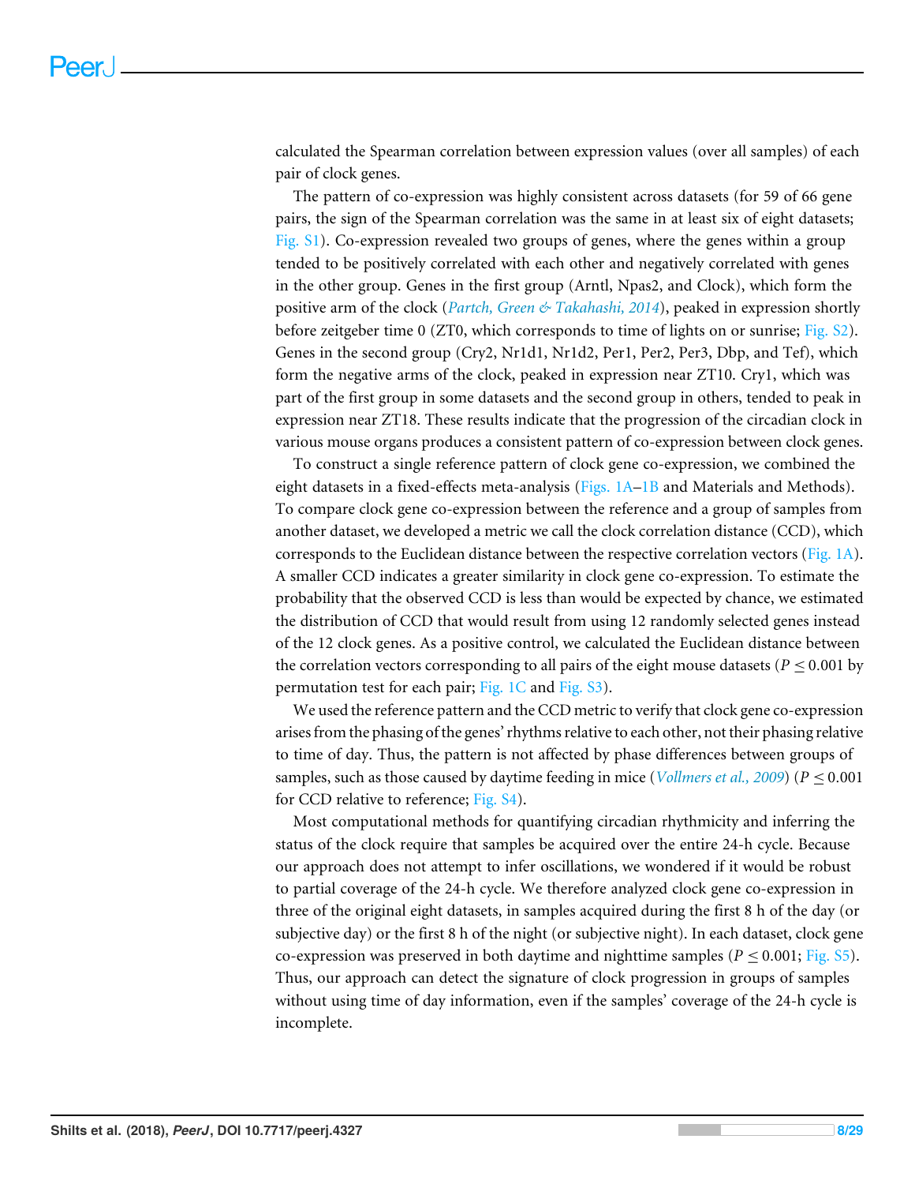calculated the Spearman correlation between expression values (over all samples) of each pair of clock genes.

The pattern of co-expression was highly consistent across datasets (for 59 of 66 gene pairs, the sign of the Spearman correlation was the same in at least six of eight datasets; Fig. S1). Co-expression revealed two groups of genes, where the genes within a group tended to be positively correlated with each other and negatively correlated with genes in the other group. Genes in the first group (Arntl, Npas2, and Clock), which form the positive arm of the clock (*Partch, Green & Takahashi, 2014*), peaked in expression shortly before zeitgeber time 0 (ZT0, which corresponds to time of lights on or sunrise; Fig. S2). Genes in the second group (Cry2, Nr1d1, Nr1d2, Per1, Per2, Per3, Dbp, and Tef), which form the negative arms of the clock, peaked in expression near ZT10. Cry1, which was part of the first group in some datasets and the second group in others, tended to peak in expression near ZT18. These results indicate that the progression of the circadian clock in various mouse organs produces a consistent pattern of co-expression between clock genes.

To construct a single reference pattern of clock gene co-expression, we combined the eight datasets in a fixed-effects meta-analysis (Figs. 1A–1B and Materials and Methods). To compare clock gene co-expression between the reference and a group of samples from another dataset, we developed a metric we call the clock correlation distance (CCD), which corresponds to the Euclidean distance between the respective correlation vectors (Fig. 1A). A smaller CCD indicates a greater similarity in clock gene co-expression. To estimate the probability that the observed CCD is less than would be expected by chance, we estimated the distribution of CCD that would result from using 12 randomly selected genes instead of the 12 clock genes. As a positive control, we calculated the Euclidean distance between the correlation vectors corresponding to all pairs of the eight mouse datasets ($P \leq 0.001$ by permutation test for each pair; Fig. 1C and Fig. S3).

We used the reference pattern and the CCD metric to verify that clock gene co-expression arises from the phasing of the genes' rhythms relative to each other, not their phasing relative to time of day. Thus, the pattern is not affected by phase differences between groups of samples, such as those caused by daytime feeding in mice (*Vollmers et al., 2009*) ($P \leq 0.001$ for CCD relative to reference; Fig. S4).

Most computational methods for quantifying circadian rhythmicity and inferring the status of the clock require that samples be acquired over the entire 24-h cycle. Because our approach does not attempt to infer oscillations, we wondered if it would be robust to partial coverage of the 24-h cycle. We therefore analyzed clock gene co-expression in three of the original eight datasets, in samples acquired during the first 8 h of the day (or subjective day) or the first 8 h of the night (or subjective night). In each dataset, clock gene co-expression was preserved in both daytime and nighttime samples ($P \leq 0.001$; Fig. S5). Thus, our approach can detect the signature of clock progression in groups of samples without using time of day information, even if the samples' coverage of the 24-h cycle is incomplete.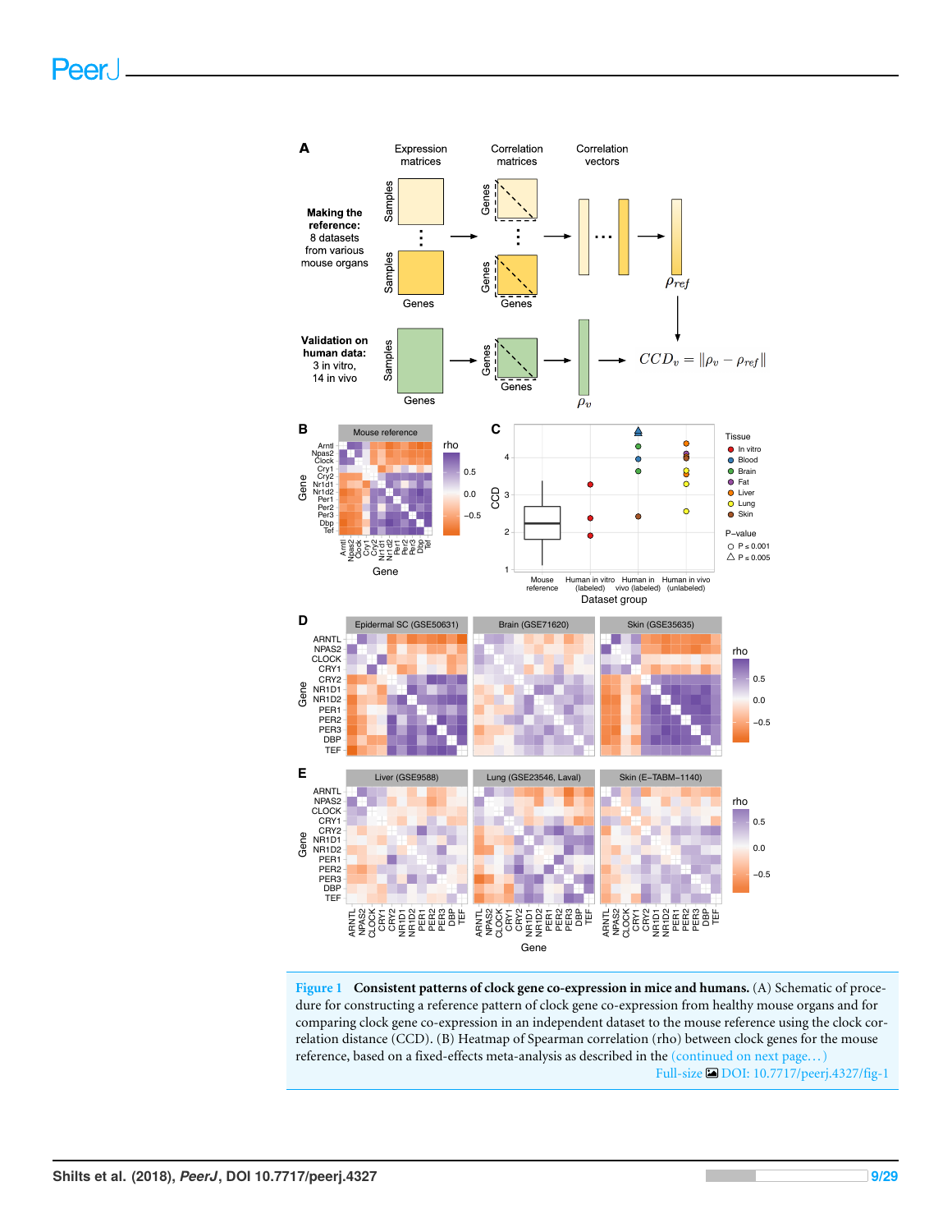**Figure 1 Consistent patterns of clock gene co-expression in mice and humans.** (A) Schematic of procedure for constructing a reference pattern of clock gene co-expression from healthy mouse organs and for comparing clock gene co-expression in an independent dataset to the mouse reference using the clock correlation distance (CCD). (B) Heatmap of Spearman correlation (rho) between clock genes for the mouse reference, based on a fixed-effects meta-analysis as described in the (continued on next page...)

Full-size DOI: 10.7717/peerj.4327/fig-1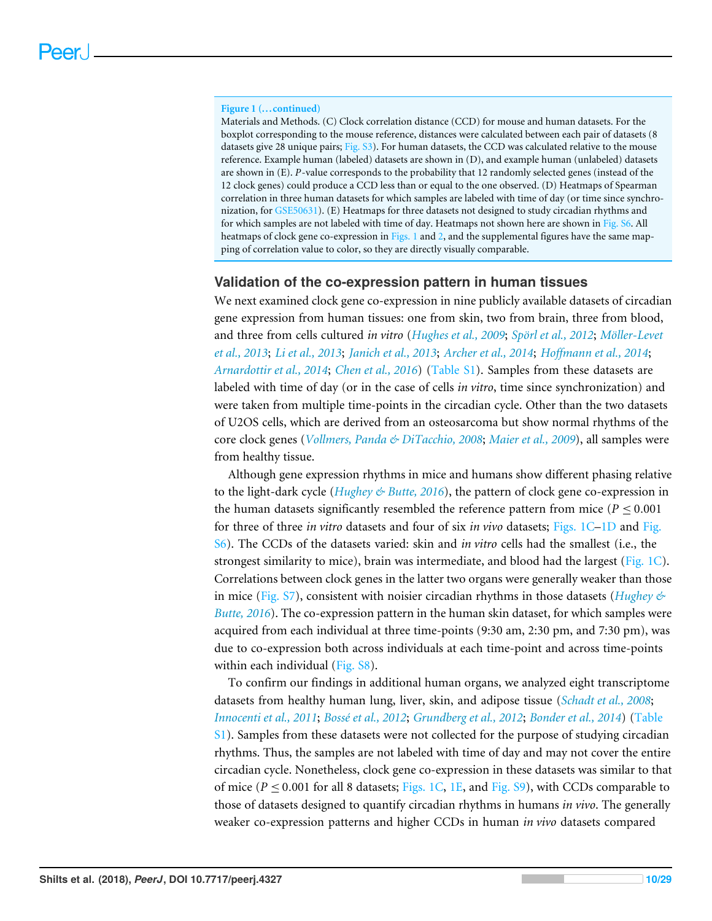**Figure 1 (…continued)**

Materials and Methods. (C) Clock correlation distance (CCD) for mouse and human datasets. For the boxplot corresponding to the mouse reference, distances were calculated between each pair of datasets (8 datasets give 28 unique pairs; Fig. S3). For human datasets, the CCD was calculated relative to the mouse reference. Example human (labeled) datasets are shown in (D), and example human (unlabeled) datasets are shown in (E). *P*-value corresponds to the probability that 12 randomly selected genes (instead of the 12 clock genes) could produce a CCD less than or equal to the one observed. (D) Heatmaps of Spearman correlation in three human datasets for which samples are labeled with time of day (or time since synchronization, for GSE50631). (E) Heatmaps for three datasets not designed to study circadian rhythms and for which samples are not labeled with time of day. Heatmaps not shown here are shown in Fig. S6. All heatmaps of clock gene co-expression in Figs. 1 and 2, and the supplemental figures have the same mapping of correlation value to color, so they are directly visually comparable.

## Validation of the co-expression pattern in human tissues

We next examined clock gene co-expression in nine publicly available datasets of circadian gene expression from human tissues: one from skin, two from brain, three from blood, and three from cells cultured *in vitro* (*Hughes et al., 2009*; *Spörl et al., 2012*; *Möller-Levet et al., 2013*; *Li et al., 2013*; *Janich et al., 2013*; *Archer et al., 2014*; *Hoffmann et al., 2014*; *Arnardottir et al., 2014*; *Chen et al., 2016*) (Table S1). Samples from these datasets are labeled with time of day (or in the case of cells *in vitro*, time since synchronization) and were taken from multiple time-points in the circadian cycle. Other than the two datasets of U2OS cells, which are derived from an osteosarcoma but show normal rhythms of the core clock genes (*Vollmers, Panda & DiTacchio, 2008*; *Maier et al., 2009*), all samples were from healthy tissue.

Although gene expression rhythms in mice and humans show different phasing relative to the light-dark cycle (*Hughey & Butte, 2016*), the pattern of clock gene co-expression in the human datasets significantly resembled the reference pattern from mice ($P \leq 0.001$ for three of three *in vitro* datasets and four of six *in vivo* datasets; Figs. 1C–1D and Fig. S6). The CCDs of the datasets varied: skin and *in vitro* cells had the smallest (i.e., the strongest similarity to mice), brain was intermediate, and blood had the largest (Fig. 1C). Correlations between clock genes in the latter two organs were generally weaker than those in mice (Fig. S7), consistent with noisier circadian rhythms in those datasets (*Hughey & Butte, 2016*). The co-expression pattern in the human skin dataset, for which samples were acquired from each individual at three time-points (9:30 am, 2:30 pm, and 7:30 pm), was due to co-expression both across individuals at each time-point and across time-points within each individual (Fig. S8).

To confirm our findings in additional human organs, we analyzed eight transcriptome datasets from healthy human lung, liver, skin, and adipose tissue (*Schadt et al., 2008*; *Innocenti et al., 2011*; *Bossé et al., 2012*; *Grundberg et al., 2012*; *Bonder et al., 2014*) (Table S1). Samples from these datasets were not collected for the purpose of studying circadian rhythms. Thus, the samples are not labeled with time of day and may not cover the entire circadian cycle. Nonetheless, clock gene co-expression in these datasets was similar to that of mice ($P \leq 0.001$ for all 8 datasets; Figs. 1C, 1E, and Fig. S9), with CCDs comparable to those of datasets designed to quantify circadian rhythms in humans *in vivo*. The generally weaker co-expression patterns and higher CCDs in human *in vivo* datasets compared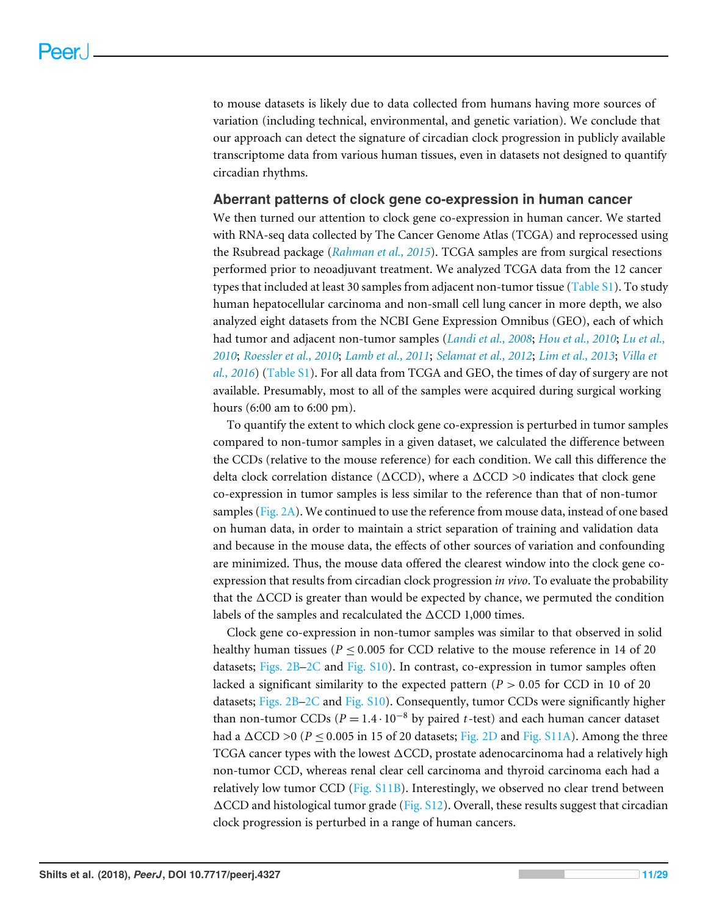to mouse datasets is likely due to data collected from humans having more sources of variation (including technical, environmental, and genetic variation). We conclude that our approach can detect the signature of circadian clock progression in publicly available transcriptome data from various human tissues, even in datasets not designed to quantify circadian rhythms.

## Aberrant patterns of clock gene co-expression in human cancer

We then turned our attention to clock gene co-expression in human cancer. We started with RNA-seq data collected by The Cancer Genome Atlas (TCGA) and reprocessed using the Rsubread package (*Rahman et al., 2015*). TCGA samples are from surgical resections performed prior to neoadjuvant treatment. We analyzed TCGA data from the 12 cancer types that included at least 30 samples from adjacent non-tumor tissue (Table S1). To study human hepatocellular carcinoma and non-small cell lung cancer in more depth, we also analyzed eight datasets from the NCBI Gene Expression Omnibus (GEO), each of which had tumor and adjacent non-tumor samples (*Landi et al., 2008*; *Hou et al., 2010*; *Lu et al., 2010*; *Roessler et al., 2010*; *Lamb et al., 2011*; *Selamat et al., 2012*; *Lim et al., 2013*; *Villa et al., 2016*) (Table S1). For all data from TCGA and GEO, the times of day of surgery are not available. Presumably, most to all of the samples were acquired during surgical working hours (6:00 am to 6:00 pm).

To quantify the extent to which clock gene co-expression is perturbed in tumor samples compared to non-tumor samples in a given dataset, we calculated the difference between the CCDs (relative to the mouse reference) for each condition. We call this difference the delta clock correlation distance ($\Delta$CCD), where a $\Delta$CCD >0 indicates that clock gene co-expression in tumor samples is less similar to the reference than that of non-tumor samples (Fig. 2A). We continued to use the reference from mouse data, instead of one based on human data, in order to maintain a strict separation of training and validation data and because in the mouse data, the effects of other sources of variation and confounding are minimized. Thus, the mouse data offered the clearest window into the clock gene co-expression that results from circadian clock progression *in vivo*. To evaluate the probability that the $\Delta$CCD is greater than would be expected by chance, we permuted the condition labels of the samples and recalculated the $\Delta$CCD 1,000 times.

Clock gene co-expression in non-tumor samples was similar to that observed in solid healthy human tissues ($P \leq 0.005$ for CCD relative to the mouse reference in 14 of 20 datasets; Figs. 2B–2C and Fig. S10). In contrast, co-expression in tumor samples often lacked a significant similarity to the expected pattern ($P > 0.05$ for CCD in 10 of 20 datasets; Figs. 2B–2C and Fig. S10). Consequently, tumor CCDs were significantly higher than non-tumor CCDs ($P = 1.4 \cdot 10^{-8}$ by paired $t$-test) and each human cancer dataset had a $\Delta$CCD >0 ($P \leq 0.005$ in 15 of 20 datasets; Fig. 2D and Fig. S11A). Among the three TCGA cancer types with the lowest $\Delta$CCD, prostate adenocarcinoma had a relatively high non-tumor CCD, whereas renal clear cell carcinoma and thyroid carcinoma each had a relatively low tumor CCD (Fig. S11B). Interestingly, we observed no clear trend between $\Delta$CCD and histological tumor grade (Fig. S12). Overall, these results suggest that circadian clock progression is perturbed in a range of human cancers.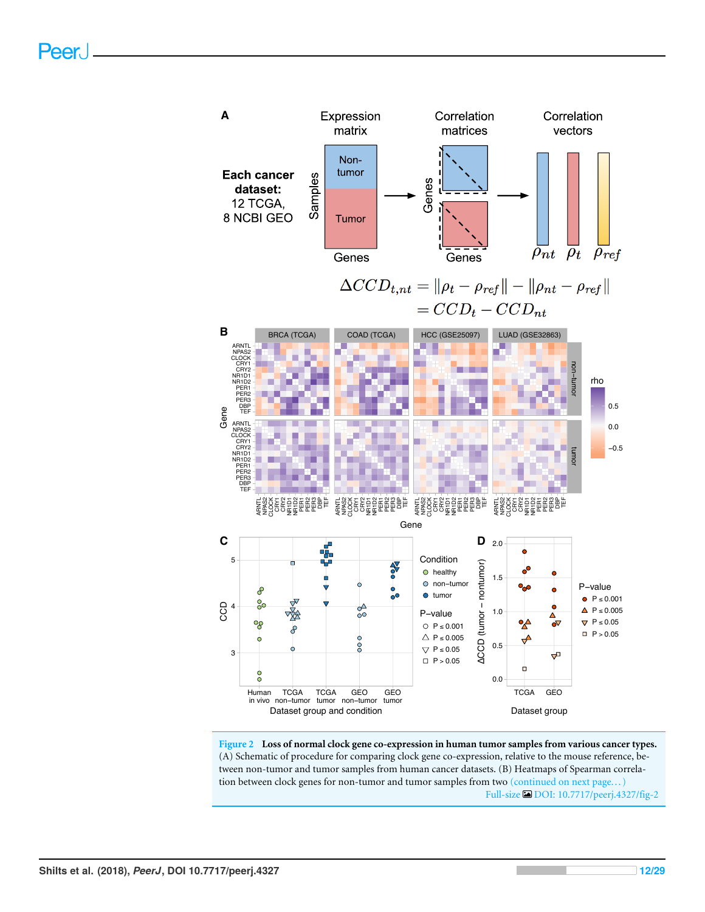**Figure 2 Loss of normal clock gene co-expression in human tumor samples from various cancer types.** (A) Schematic of procedure for comparing clock gene co-expression, relative to the mouse reference, between non-tumor and tumor samples from human cancer datasets. (B) Heatmaps of Spearman correlation between clock genes for non-tumor and tumor samples from two (continued on next page...)

Full-size DOI: 10.7717/peerj.4327/fig-2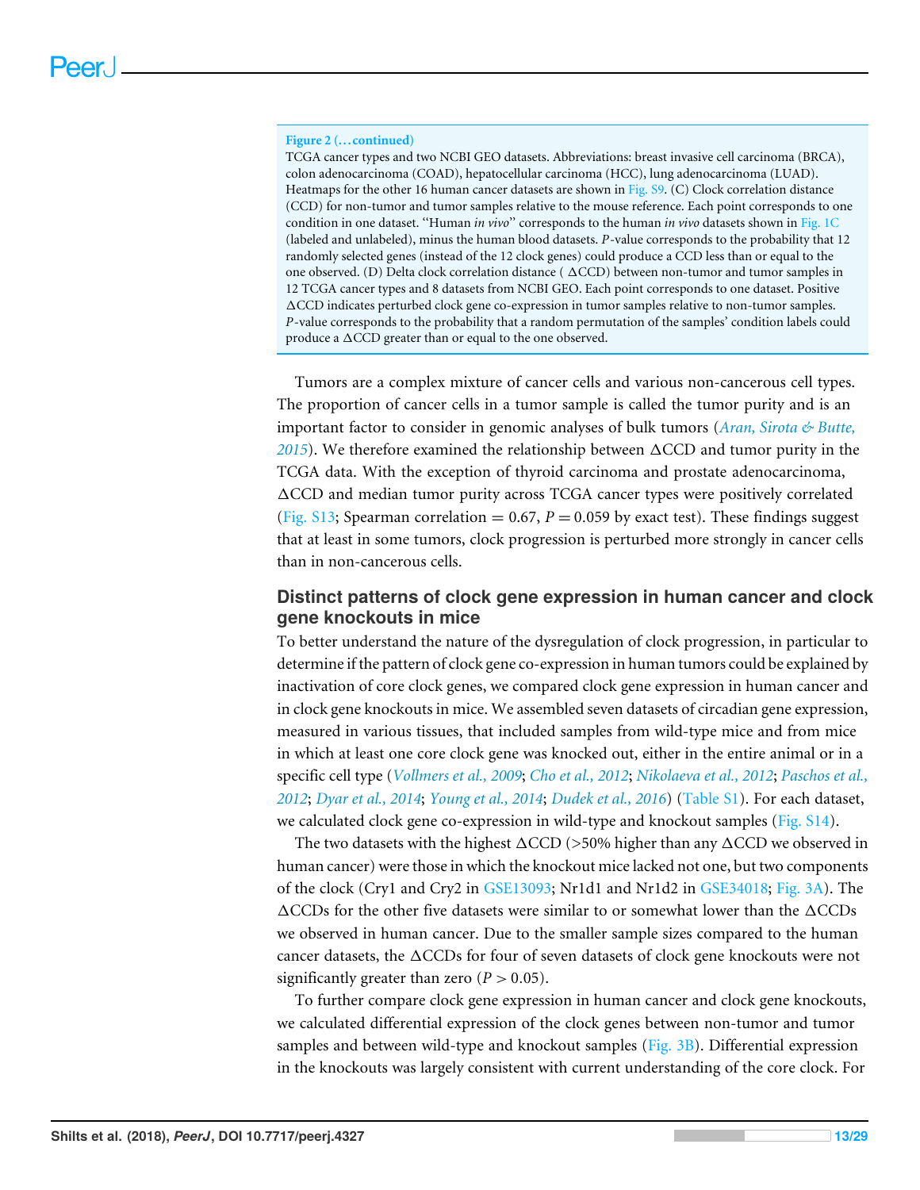**Figure 2 (…continued)**

TCGA cancer types and two NCBI GEO datasets. Abbreviations: breast invasive cell carcinoma (BRCA), colon adenocarcinoma (COAD), hepatocellular carcinoma (HCC), lung adenocarcinoma (LUAD). Heatmaps for the other 16 human cancer datasets are shown in Fig. S9. (C) Clock correlation distance (CCD) for non-tumor and tumor samples relative to the mouse reference. Each point corresponds to one condition in one dataset. "Human *in vivo*" corresponds to the human *in vivo* datasets shown in Fig. 1C (labeled and unlabeled), minus the human blood datasets. *P*-value corresponds to the probability that 12 randomly selected genes (instead of the 12 clock genes) could produce a CCD less than or equal to the one observed. (D) Delta clock correlation distance ( ΔCCD) between non-tumor and tumor samples in 12 TCGA cancer types and 8 datasets from NCBI GEO. Each point corresponds to one dataset. Positive ΔCCD indicates perturbed clock gene co-expression in tumor samples relative to non-tumor samples. *P*-value corresponds to the probability that a random permutation of the samples' condition labels could produce a ΔCCD greater than or equal to the one observed.

Tumors are a complex mixture of cancer cells and various non-cancerous cell types. The proportion of cancer cells in a tumor sample is called the tumor purity and is an important factor to consider in genomic analyses of bulk tumors (*Aran, Sirota & Butte, 2015*). We therefore examined the relationship between ΔCCD and tumor purity in the TCGA data. With the exception of thyroid carcinoma and prostate adenocarcinoma, ΔCCD and median tumor purity across TCGA cancer types were positively correlated (Fig. S13; Spearman correlation = 0.67, $P = 0.059$ by exact test). These findings suggest that at least in some tumors, clock progression is perturbed more strongly in cancer cells than in non-cancerous cells.

## Distinct patterns of clock gene expression in human cancer and clock gene knockouts in mice

To better understand the nature of the dysregulation of clock progression, in particular to determine if the pattern of clock gene co-expression in human tumors could be explained by inactivation of core clock genes, we compared clock gene expression in human cancer and in clock gene knockouts in mice. We assembled seven datasets of circadian gene expression, measured in various tissues, that included samples from wild-type mice and from mice in which at least one core clock gene was knocked out, either in the entire animal or in a specific cell type (*Vollmers et al., 2009*; *Cho et al., 2012*; *Nikolaeva et al., 2012*; *Paschos et al., 2012*; *Dyar et al., 2014*; *Young et al., 2014*; *Dudek et al., 2016*) (Table S1). For each dataset, we calculated clock gene co-expression in wild-type and knockout samples (Fig. S14).

The two datasets with the highest ΔCCD (>50% higher than any ΔCCD we observed in human cancer) were those in which the knockout mice lacked not one, but two components of the clock (Cry1 and Cry2 in GSE13093; Nr1d1 and Nr1d2 in GSE34018; Fig. 3A). The ΔCCDs for the other five datasets were similar to or somewhat lower than the ΔCCDs we observed in human cancer. Due to the smaller sample sizes compared to the human cancer datasets, the ΔCCDs for four of seven datasets of clock gene knockouts were not significantly greater than zero ($P > 0.05$).

To further compare clock gene expression in human cancer and clock gene knockouts, we calculated differential expression of the clock genes between non-tumor and tumor samples and between wild-type and knockout samples (Fig. 3B). Differential expression in the knockouts was largely consistent with current understanding of the core clock. For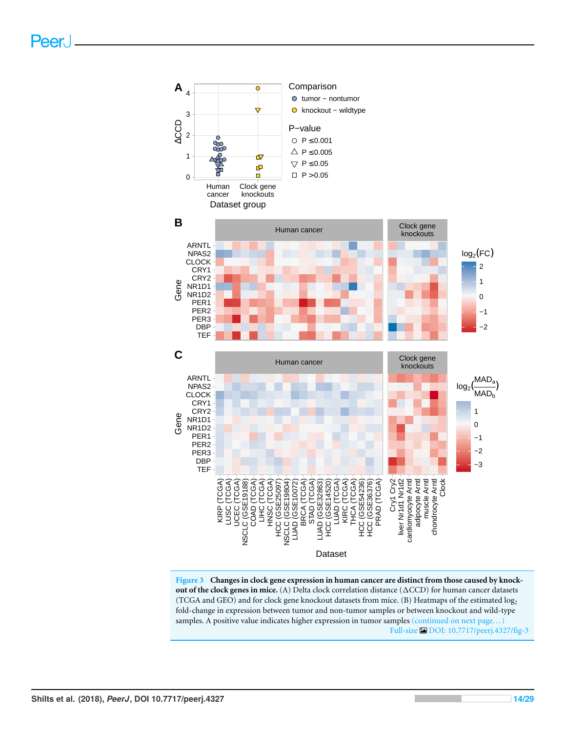**Figure 3 Changes in clock gene expression in human cancer are distinct from those caused by knockout of the clock genes in mice.** (A) Delta clock correlation distance (ΔCCD) for human cancer datasets (TCGA and GEO) and for clock gene knockout datasets from mice. (B) Heatmaps of the estimated $\log_2$ fold-change in expression between tumor and non-tumor samples or between knockout and wild-type samples. A positive value indicates higher expression in tumor samples (continued on next page...)

Full-size DOI: 10.7717/peerj.4327/fig-3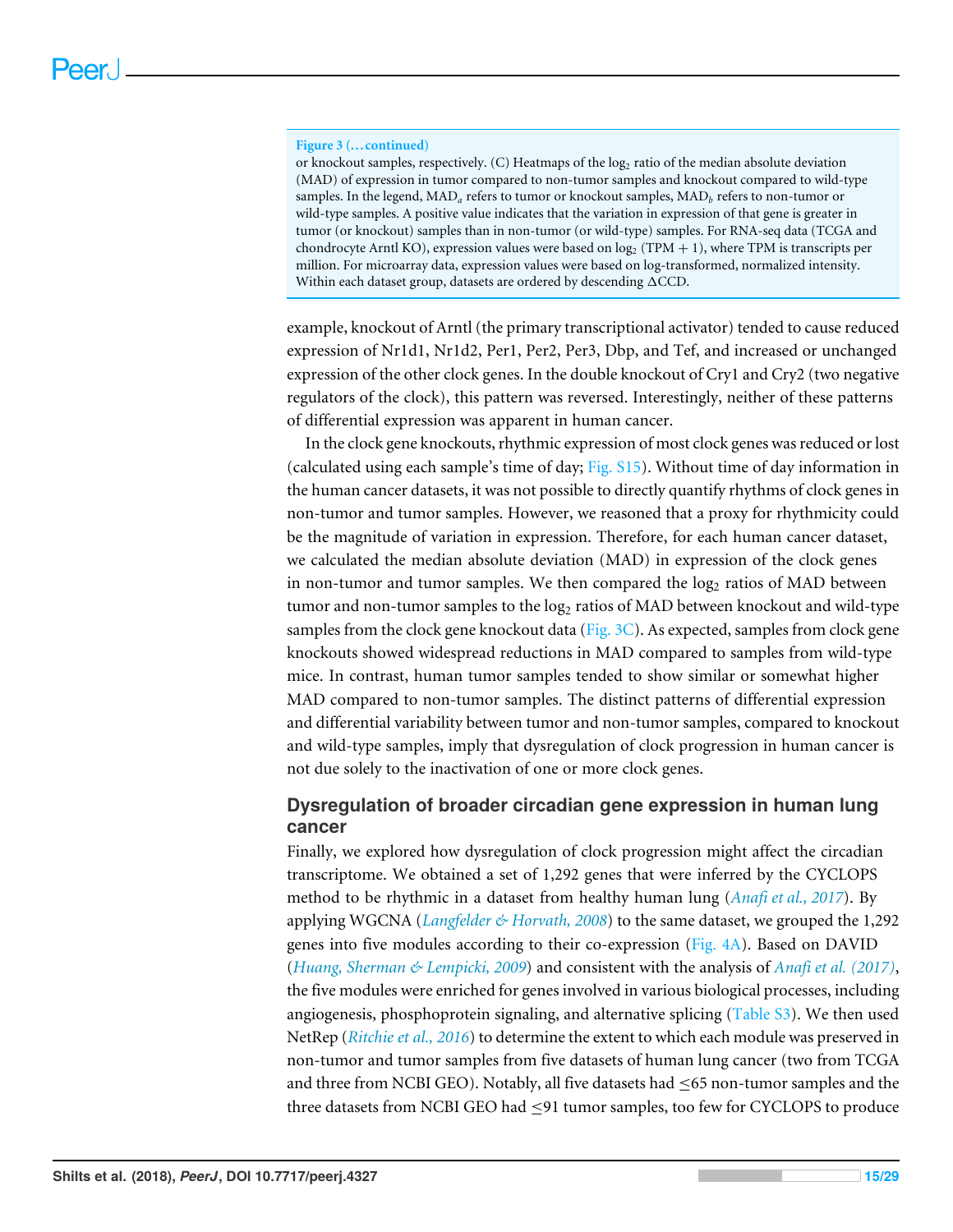**Figure 3 (...continued)**

or knockout samples, respectively. (C) Heatmaps of the $\log_2$ ratio of the median absolute deviation (MAD) of expression in tumor compared to non-tumor samples and knockout compared to wild-type samples. In the legend, $MAD_a$ refers to tumor or knockout samples, $MAD_b$ refers to non-tumor or wild-type samples. A positive value indicates that the variation in expression of that gene is greater in tumor (or knockout) samples than in non-tumor (or wild-type) samples. For RNA-seq data (TCGA and chondrocyte Arntl KO), expression values were based on $\log_2$ (TPM + 1), where TPM is transcripts per million. For microarray data, expression values were based on log-transformed, normalized intensity. Within each dataset group, datasets are ordered by descending ΔCCD.

example, knockout of Arntl (the primary transcriptional activator) tended to cause reduced expression of Nr1d1, Nr1d2, Per1, Per2, Per3, Dbp, and Tef, and increased or unchanged expression of the other clock genes. In the double knockout of Cry1 and Cry2 (two negative regulators of the clock), this pattern was reversed. Interestingly, neither of these patterns of differential expression was apparent in human cancer.

In the clock gene knockouts, rhythmic expression of most clock genes was reduced or lost (calculated using each sample's time of day; Fig. S15). Without time of day information in the human cancer datasets, it was not possible to directly quantify rhythms of clock genes in non-tumor and tumor samples. However, we reasoned that a proxy for rhythmicity could be the magnitude of variation in expression. Therefore, for each human cancer dataset, we calculated the median absolute deviation (MAD) in expression of the clock genes in non-tumor and tumor samples. We then compared the $\log_2$ ratios of MAD between tumor and non-tumor samples to the $\log_2$ ratios of MAD between knockout and wild-type samples from the clock gene knockout data (Fig. 3C). As expected, samples from clock gene knockouts showed widespread reductions in MAD compared to samples from wild-type mice. In contrast, human tumor samples tended to show similar or somewhat higher MAD compared to non-tumor samples. The distinct patterns of differential expression and differential variability between tumor and non-tumor samples, compared to knockout and wild-type samples, imply that dysregulation of clock progression in human cancer is not due solely to the inactivation of one or more clock genes.

## Dysregulation of broader circadian gene expression in human lung cancer

Finally, we explored how dysregulation of clock progression might affect the circadian transcriptome. We obtained a set of 1,292 genes that were inferred by the CYCLOPS method to be rhythmic in a dataset from healthy human lung (*Anafi et al., 2017*). By applying WGCNA (*Langfelder & Horvath, 2008*) to the same dataset, we grouped the 1,292 genes into five modules according to their co-expression (Fig. 4A). Based on DAVID (*Huang, Sherman & Lempicki, 2009*) and consistent with the analysis of *Anafi et al. (2017)*, the five modules were enriched for genes involved in various biological processes, including angiogenesis, phosphoprotein signaling, and alternative splicing (Table S3). We then used NetRep (*Ritchie et al., 2016*) to determine the extent to which each module was preserved in non-tumor and tumor samples from five datasets of human lung cancer (two from TCGA and three from NCBI GEO). Notably, all five datasets had ≤65 non-tumor samples and the three datasets from NCBI GEO had ≤91 tumor samples, too few for CYCLOPS to produce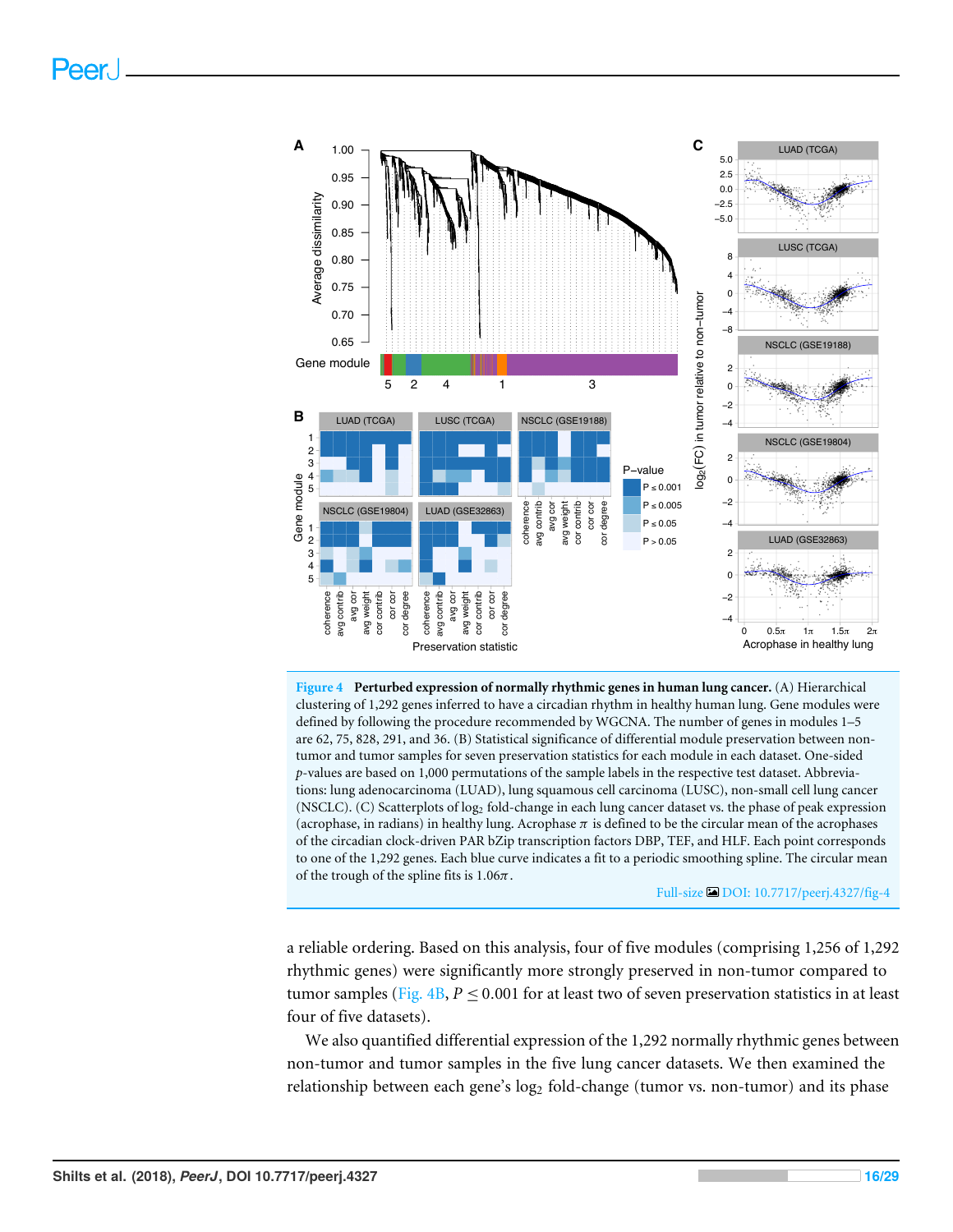**Figure 4 Perturbed expression of normally rhythmic genes in human lung cancer.** (A) Hierarchical clustering of 1,292 genes inferred to have a circadian rhythm in healthy human lung. Gene modules were defined by following the procedure recommended by WGCNA. The number of genes in modules 1–5 are 62, 75, 828, 291, and 36. (B) Statistical significance of differential module preservation between non-tumor and tumor samples for seven preservation statistics for each module in each dataset. One-sided *p*-values are based on 1,000 permutations of the sample labels in the respective test dataset. Abbreviations: lung adenocarcinoma (LUAD), lung squamous cell carcinoma (LUSC), non-small cell lung cancer (NSCLC). (C) Scatterplots of $\log_2$ fold-change in each lung cancer dataset vs. the phase of peak expression (acrophase, in radians) in healthy lung. Acrophase $\pi$ is defined to be the circular mean of the acrophases of the circadian clock-driven PAR bZip transcription factors DBP, TEF, and HLF. Each point corresponds to one of the 1,292 genes. Each blue curve indicates a fit to a periodic smoothing spline. The circular mean of the trough of the spline fits is $1.06\pi$.

Full-size DOI: 10.7717/peerj.4327/fig-4

a reliable ordering. Based on this analysis, four of five modules (comprising 1,256 of 1,292 rhythmic genes) were significantly more strongly preserved in non-tumor compared to tumor samples (Fig. 4B, $P \leq 0.001$ for at least two of seven preservation statistics in at least four of five datasets).

We also quantified differential expression of the 1,292 normally rhythmic genes between non-tumor and tumor samples in the five lung cancer datasets. We then examined the relationship between each gene's $\log_2$ fold-change (tumor vs. non-tumor) and its phase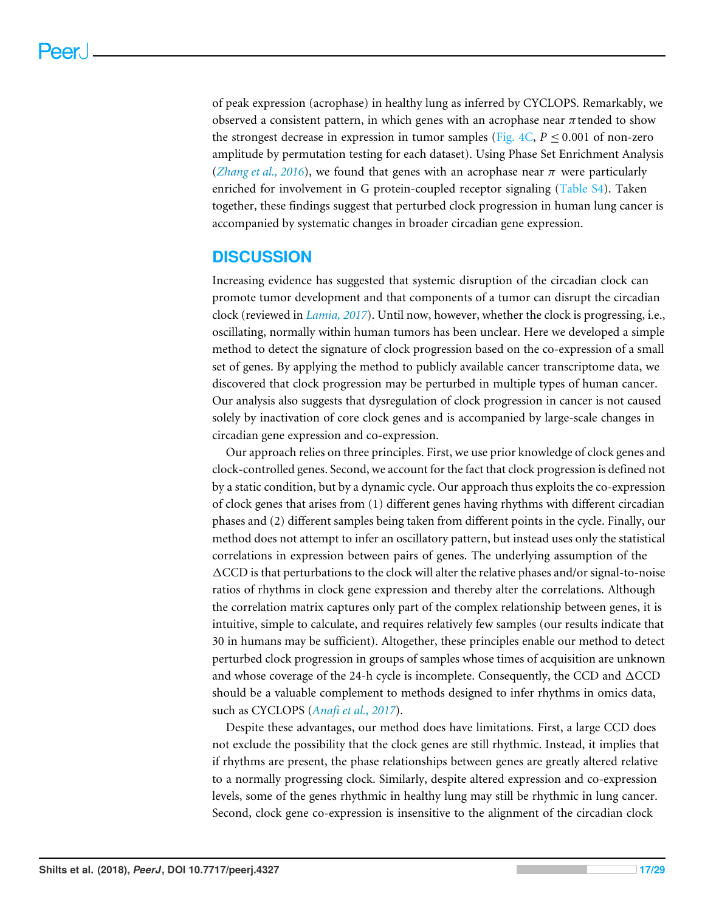of peak expression (acrophase) in healthy lung as inferred by CYCLOPS. Remarkably, we observed a consistent pattern, in which genes with an acrophase near $\pi$ tended to show the strongest decrease in expression in tumor samples (Fig. 4C, $P \leq 0.001$ of non-zero amplitude by permutation testing for each dataset). Using Phase Set Enrichment Analysis (*Zhang et al., 2016*), we found that genes with an acrophase near $\pi$ were particularly enriched for involvement in G protein-coupled receptor signaling (Table S4). Taken together, these findings suggest that perturbed clock progression in human lung cancer is accompanied by systematic changes in broader circadian gene expression.

## DISCUSSION

Increasing evidence has suggested that systemic disruption of the circadian clock can promote tumor development and that components of a tumor can disrupt the circadian clock (reviewed in *Lamia, 2017*). Until now, however, whether the clock is progressing, i.e., oscillating, normally within human tumors has been unclear. Here we developed a simple method to detect the signature of clock progression based on the co-expression of a small set of genes. By applying the method to publicly available cancer transcriptome data, we discovered that clock progression may be perturbed in multiple types of human cancer. Our analysis also suggests that dysregulation of clock progression in cancer is not caused solely by inactivation of core clock genes and is accompanied by large-scale changes in circadian gene expression and co-expression.

Our approach relies on three principles. First, we use prior knowledge of clock genes and clock-controlled genes. Second, we account for the fact that clock progression is defined not by a static condition, but by a dynamic cycle. Our approach thus exploits the co-expression of clock genes that arises from (1) different genes having rhythms with different circadian phases and (2) different samples being taken from different points in the cycle. Finally, our method does not attempt to infer an oscillatory pattern, but instead uses only the statistical correlations in expression between pairs of genes. The underlying assumption of the $\Delta$CCD is that perturbations to the clock will alter the relative phases and/or signal-to-noise ratios of rhythms in clock gene expression and thereby alter the correlations. Although the correlation matrix captures only part of the complex relationship between genes, it is intuitive, simple to calculate, and requires relatively few samples (our results indicate that 30 in humans may be sufficient). Altogether, these principles enable our method to detect perturbed clock progression in groups of samples whose times of acquisition are unknown and whose coverage of the 24-h cycle is incomplete. Consequently, the CCD and $\Delta$CCD should be a valuable complement to methods designed to infer rhythms in omics data, such as CYCLOPS (*Anafi et al., 2017*).

Despite these advantages, our method does have limitations. First, a large CCD does not exclude the possibility that the clock genes are still rhythmic. Instead, it implies that if rhythms are present, the phase relationships between genes are greatly altered relative to a normally progressing clock. Similarly, despite altered expression and co-expression levels, some of the genes rhythmic in healthy lung may still be rhythmic in lung cancer. Second, clock gene co-expression is insensitive to the alignment of the circadian clock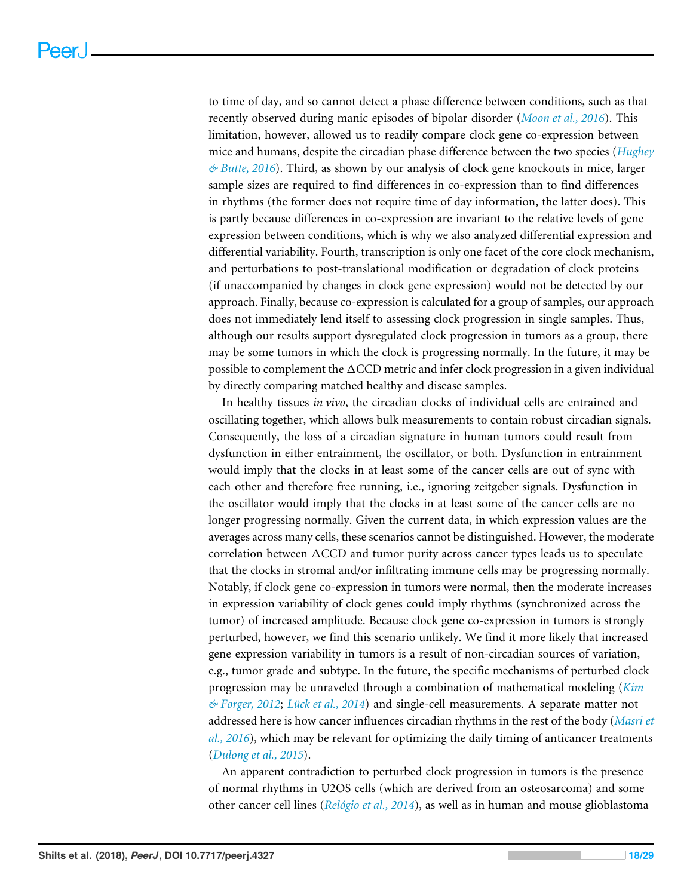to time of day, and so cannot detect a phase difference between conditions, such as that recently observed during manic episodes of bipolar disorder (*Moon et al., 2016*). This limitation, however, allowed us to readily compare clock gene co-expression between mice and humans, despite the circadian phase difference between the two species (*Hughey & Butte, 2016*). Third, as shown by our analysis of clock gene knockouts in mice, larger sample sizes are required to find differences in co-expression than to find differences in rhythms (the former does not require time of day information, the latter does). This is partly because differences in co-expression are invariant to the relative levels of gene expression between conditions, which is why we also analyzed differential expression and differential variability. Fourth, transcription is only one facet of the core clock mechanism, and perturbations to post-translational modification or degradation of clock proteins (if unaccompanied by changes in clock gene expression) would not be detected by our approach. Finally, because co-expression is calculated for a group of samples, our approach does not immediately lend itself to assessing clock progression in single samples. Thus, although our results support dysregulated clock progression in tumors as a group, there may be some tumors in which the clock is progressing normally. In the future, it may be possible to complement the ΔCCD metric and infer clock progression in a given individual by directly comparing matched healthy and disease samples.

In healthy tissues *in vivo*, the circadian clocks of individual cells are entrained and oscillating together, which allows bulk measurements to contain robust circadian signals. Consequently, the loss of a circadian signature in human tumors could result from dysfunction in either entrainment, the oscillator, or both. Dysfunction in entrainment would imply that the clocks in at least some of the cancer cells are out of sync with each other and therefore free running, i.e., ignoring zeitgeber signals. Dysfunction in the oscillator would imply that the clocks in at least some of the cancer cells are no longer progressing normally. Given the current data, in which expression values are the averages across many cells, these scenarios cannot be distinguished. However, the moderate correlation between ΔCCD and tumor purity across cancer types leads us to speculate that the clocks in stromal and/or infiltrating immune cells may be progressing normally. Notably, if clock gene co-expression in tumors were normal, then the moderate increases in expression variability of clock genes could imply rhythms (synchronized across the tumor) of increased amplitude. Because clock gene co-expression in tumors is strongly perturbed, however, we find this scenario unlikely. We find it more likely that increased gene expression variability in tumors is a result of non-circadian sources of variation, e.g., tumor grade and subtype. In the future, the specific mechanisms of perturbed clock progression may be unraveled through a combination of mathematical modeling (*Kim & Forger, 2012*; *Lück et al., 2014*) and single-cell measurements. A separate matter not addressed here is how cancer influences circadian rhythms in the rest of the body (*Masri et al., 2016*), which may be relevant for optimizing the daily timing of anticancer treatments (*Dulong et al., 2015*).

An apparent contradiction to perturbed clock progression in tumors is the presence of normal rhythms in U2OS cells (which are derived from an osteosarcoma) and some other cancer cell lines (*Relógio et al., 2014*), as well as in human and mouse glioblastoma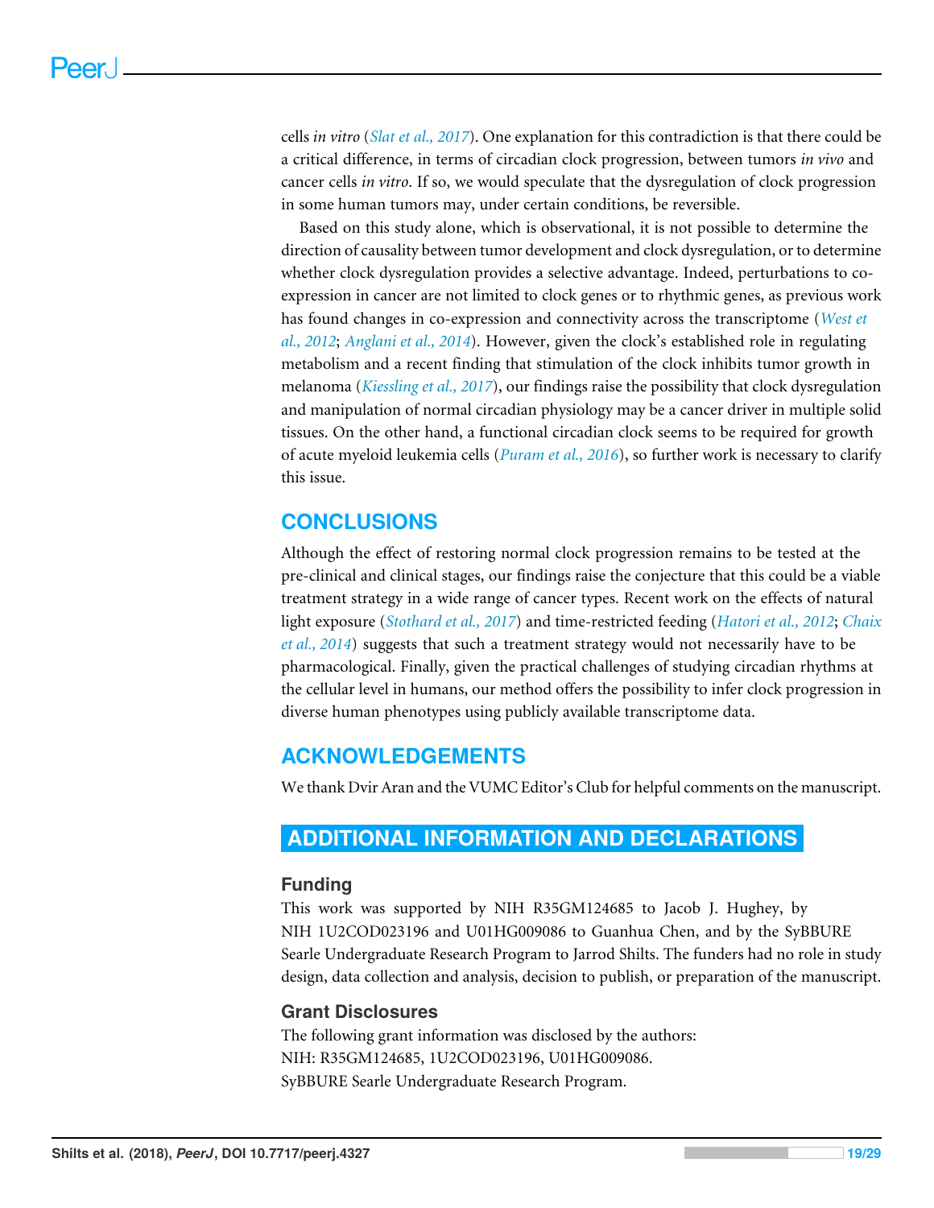cells *in vitro* (*Slat et al., 2017*). One explanation for this contradiction is that there could be a critical difference, in terms of circadian clock progression, between tumors *in vivo* and cancer cells *in vitro*. If so, we would speculate that the dysregulation of clock progression in some human tumors may, under certain conditions, be reversible.

Based on this study alone, which is observational, it is not possible to determine the direction of causality between tumor development and clock dysregulation, or to determine whether clock dysregulation provides a selective advantage. Indeed, perturbations to co-expression in cancer are not limited to clock genes or to rhythmic genes, as previous work has found changes in co-expression and connectivity across the transcriptome (*West et al., 2012*; *Anglani et al., 2014*). However, given the clock's established role in regulating metabolism and a recent finding that stimulation of the clock inhibits tumor growth in melanoma (*Kiessling et al., 2017*), our findings raise the possibility that clock dysregulation and manipulation of normal circadian physiology may be a cancer driver in multiple solid tissues. On the other hand, a functional circadian clock seems to be required for growth of acute myeloid leukemia cells (*Puram et al., 2016*), so further work is necessary to clarify this issue.

## CONCLUSIONS

Although the effect of restoring normal clock progression remains to be tested at the pre-clinical and clinical stages, our findings raise the conjecture that this could be a viable treatment strategy in a wide range of cancer types. Recent work on the effects of natural light exposure (*Stothard et al., 2017*) and time-restricted feeding (*Hatori et al., 2012*; *Chaix et al., 2014*) suggests that such a treatment strategy would not necessarily have to be pharmacological. Finally, given the practical challenges of studying circadian rhythms at the cellular level in humans, our method offers the possibility to infer clock progression in diverse human phenotypes using publicly available transcriptome data.

## ACKNOWLEDGEMENTS

We thank Dvir Aran and the VUMC Editor's Club for helpful comments on the manuscript.

## ADDITIONAL INFORMATION AND DECLARATIONS

### Funding

This work was supported by NIH R35GM124685 to Jacob J. Hughey, by NIH 1U2COD023196 and U01HG009086 to Guanhua Chen, and by the SyBBURE Searle Undergraduate Research Program to Jarrod Shilts. The funders had no role in study design, data collection and analysis, decision to publish, or preparation of the manuscript.

### Grant Disclosures

The following grant information was disclosed by the authors:
NIH: R35GM124685, 1U2COD023196, U01HG009086.
SyBBURE Searle Undergraduate Research Program.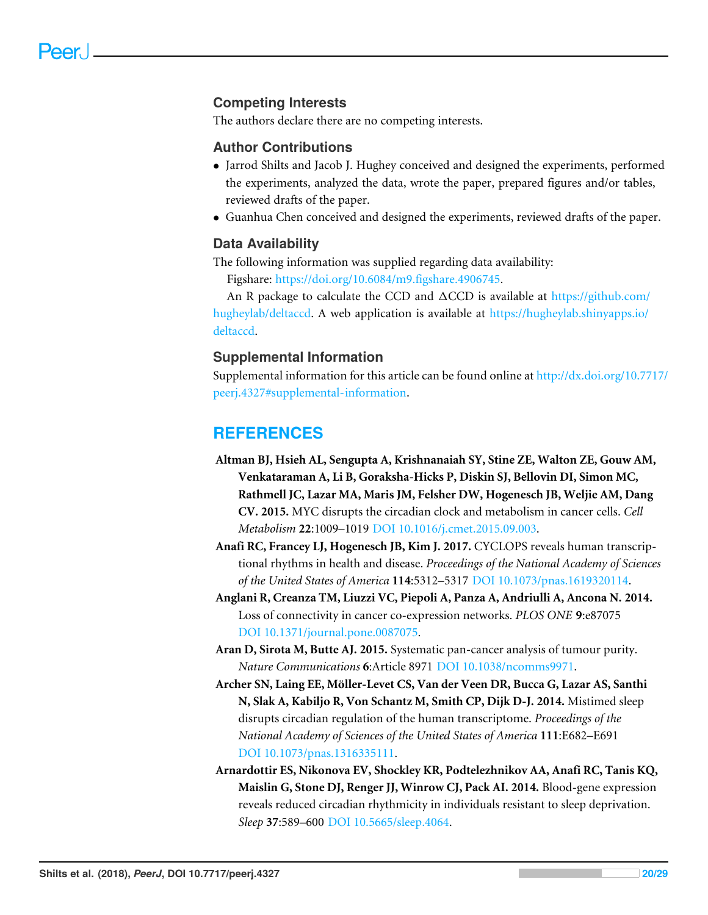## Competing Interests

The authors declare there are no competing interests.

## Author Contributions

- Jarrod Shilts and Jacob J. Hughey conceived and designed the experiments, performed the experiments, analyzed the data, wrote the paper, prepared figures and/or tables, reviewed drafts of the paper.
- Guanhua Chen conceived and designed the experiments, reviewed drafts of the paper.

## Data Availability

The following information was supplied regarding data availability:

Figshare: https://doi.org/10.6084/m9.figshare.4906745.

An R package to calculate the CCD and ΔCCD is available at https://github.com/hugheylab/deltaccd. A web application is available at https://hugheylab.shinyapps.io/deltaccd.

## Supplemental Information

Supplemental information for this article can be found online at http://dx.doi.org/10.7717/peerj.4327#supplemental-information.

# REFERENCES

**Altman BJ, Hsieh AL, Sengupta A, Krishnanaiah SY, Stine ZE, Walton ZE, Gouw AM, Venkataraman A, Li B, Goraksha-Hicks P, Diskin SJ, Bellovin DI, Simon MC, Rathmell JC, Lazar MA, Maris JM, Felsher DW, Hogenesch JB, Weljie AM, Dang CV. 2015.** MYC disrupts the circadian clock and metabolism in cancer cells. *Cell Metabolism* **22**:1009–1019 DOI 10.1016/j.cmet.2015.09.003.

**Anafi RC, Francey LJ, Hogenesch JB, Kim J. 2017.** CYCLOPS reveals human transcriptional rhythms in health and disease. *Proceedings of the National Academy of Sciences of the United States of America* **114**:5312–5317 DOI 10.1073/pnas.1619320114.

**Anglani R, Creanza TM, Liuzzi VC, Piepoli A, Panza A, Andriulli A, Ancona N. 2014.** Loss of connectivity in cancer co-expression networks. *PLOS ONE* **9**:e87075 DOI 10.1371/journal.pone.0087075.

**Aran D, Sirota M, Butte AJ. 2015.** Systematic pan-cancer analysis of tumour purity. *Nature Communications* **6**:Article 8971 DOI 10.1038/ncomms9971.

**Archer SN, Laing EE, Möller-Levet CS, Van der Veen DR, Bucca G, Lazar AS, Santhi N, Slak A, Kabiljo R, Von Schantz M, Smith CP, Dijk D-J. 2014.** Mistimed sleep disrupts circadian regulation of the human transcriptome. *Proceedings of the National Academy of Sciences of the United States of America* **111**:E682–E691 DOI 10.1073/pnas.1316335111.

**Arnardottir ES, Nikonova EV, Shockley KR, Podtelezhnikov AA, Anafi RC, Tanis KQ, Maislin G, Stone DJ, Renger JJ, Winrow CJ, Pack AI. 2014.** Blood-gene expression reveals reduced circadian rhythmicity in individuals resistant to sleep deprivation. *Sleep* **37**:589–600 DOI 10.5665/sleep.4064.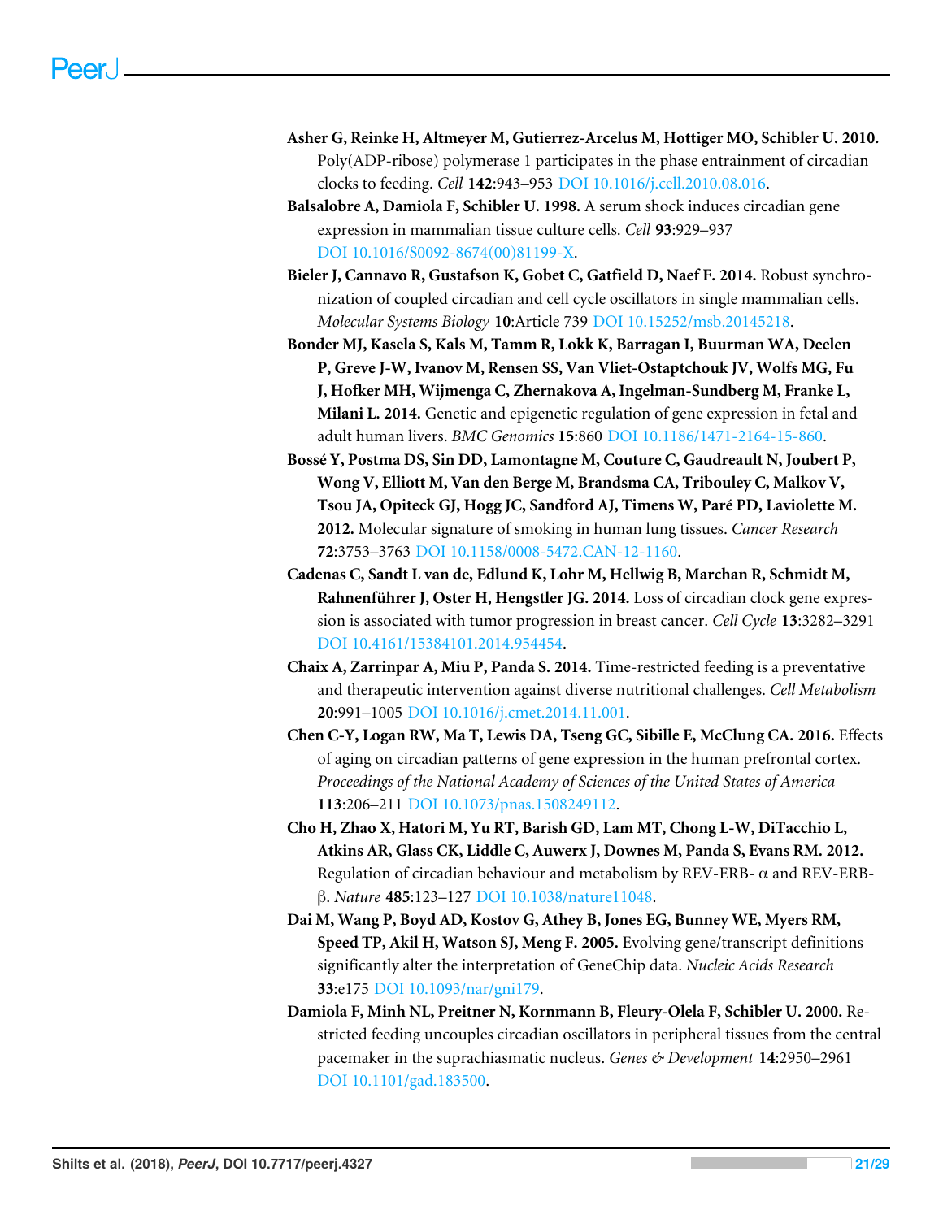**Asher G, Reinke H, Altmeyer M, Gutierrez-Arcelus M, Hottiger MO, Schibler U. 2010.** Poly(ADP-ribose) polymerase 1 participates in the phase entrainment of circadian clocks to feeding. *Cell* **142**:943–953 DOI 10.1016/j.cell.2010.08.016.

**Balsalobre A, Damiola F, Schibler U. 1998.** A serum shock induces circadian gene expression in mammalian tissue culture cells. *Cell* **93**:929–937 DOI 10.1016/S0092-8674(00)81199-X.

**Bieler J, Cannavo R, Gustafson K, Gobet C, Gatfield D, Naef F. 2014.** Robust synchronization of coupled circadian and cell cycle oscillators in single mammalian cells. *Molecular Systems Biology* **10**:Article 739 DOI 10.15252/msb.20145218.

**Bonder MJ, Kasela S, Kals M, Tamm R, Lokk K, Barragan I, Buurman WA, Deelen P, Greve J-W, Ivanov M, Rensen SS, Van Vliet-Ostaptchouk JV, Wolfs MG, Fu J, Hofker MH, Wijmenga C, Zhernakova A, Ingelman-Sundberg M, Franke L, Milani L. 2014.** Genetic and epigenetic regulation of gene expression in fetal and adult human livers. *BMC Genomics* **15**:860 DOI 10.1186/1471-2164-15-860.

**Bossé Y, Postma DS, Sin DD, Lamontagne M, Couture C, Gaudreault N, Joubert P, Wong V, Elliott M, Van den Berge M, Brandsma CA, Tribouley C, Malkov V, Tsou JA, Opiteck GJ, Hogg JC, Sandford AJ, Timens W, Paré PD, Laviolette M. 2012.** Molecular signature of smoking in human lung tissues. *Cancer Research* **72**:3753–3763 DOI 10.1158/0008-5472.CAN-12-1160.

**Cadenas C, Sandt L van de, Edlund K, Lohr M, Hellwig B, Marchan R, Schmidt M, Rahnenführer J, Oster H, Hengstler JG. 2014.** Loss of circadian clock gene expression is associated with tumor progression in breast cancer. *Cell Cycle* **13**:3282–3291 DOI 10.4161/15384101.2014.954454.

**Chaix A, Zarrinpar A, Miu P, Panda S. 2014.** Time-restricted feeding is a preventative and therapeutic intervention against diverse nutritional challenges. *Cell Metabolism* **20**:991–1005 DOI 10.1016/j.cmet.2014.11.001.

**Chen C-Y, Logan RW, Ma T, Lewis DA, Tseng GC, Sibille E, McClung CA. 2016.** Effects of aging on circadian patterns of gene expression in the human prefrontal cortex. *Proceedings of the National Academy of Sciences of the United States of America* **113**:206–211 DOI 10.1073/pnas.1508249112.

**Cho H, Zhao X, Hatori M, Yu RT, Barish GD, Lam MT, Chong L-W, DiTacchio L, Atkins AR, Glass CK, Liddle C, Auwerx J, Downes M, Panda S, Evans RM. 2012.** Regulation of circadian behaviour and metabolism by REV-ERB- α and REV-ERB-β. *Nature* **485**:123–127 DOI 10.1038/nature11048.

**Dai M, Wang P, Boyd AD, Kostov G, Athey B, Jones EG, Bunney WE, Myers RM, Speed TP, Akil H, Watson SJ, Meng F. 2005.** Evolving gene/transcript definitions significantly alter the interpretation of GeneChip data. *Nucleic Acids Research* **33**:e175 DOI 10.1093/nar/gni179.

**Damiola F, Minh NL, Preitner N, Kornmann B, Fleury-Olela F, Schibler U. 2000.** Restricted feeding uncouples circadian oscillators in peripheral tissues from the central pacemaker in the suprachiasmatic nucleus. *Genes & Development* **14**:2950–2961 DOI 10.1101/gad.183500.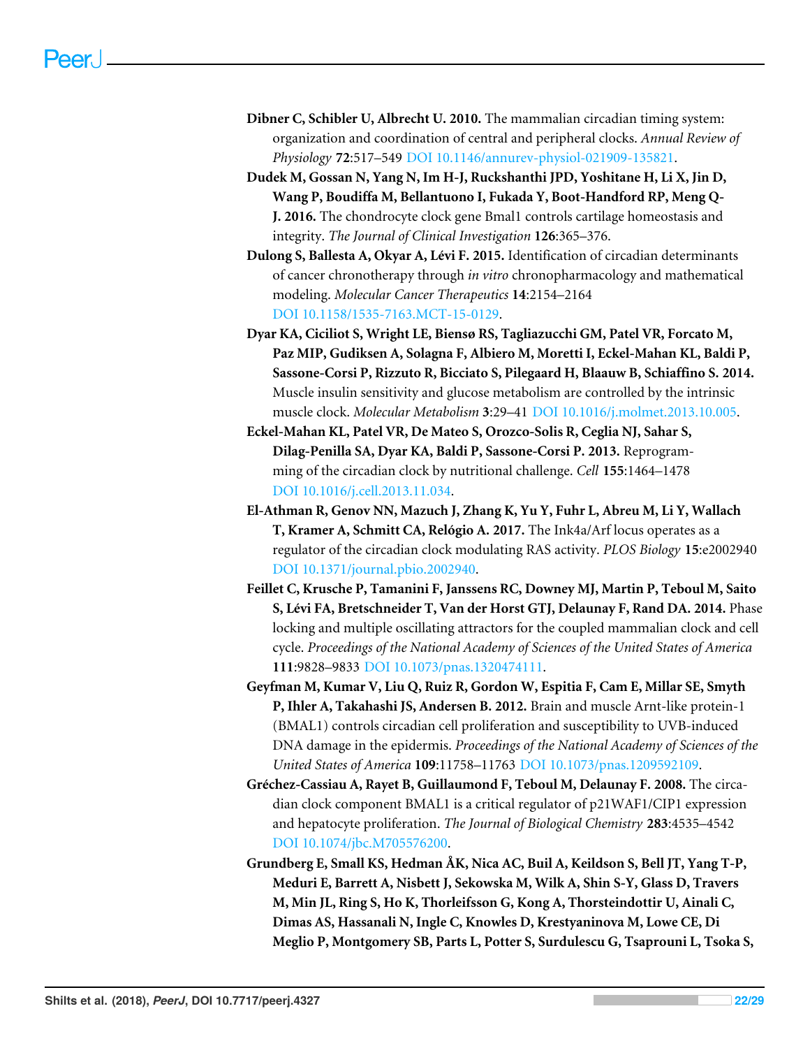**Dibner C, Schibler U, Albrecht U. 2010.** The mammalian circadian timing system: organization and coordination of central and peripheral clocks. *Annual Review of Physiology* **72**:517–549 DOI 10.1146/annurev-physiol-021909-135821.

**Dudek M, Gossan N, Yang N, Im H-J, Ruckshanthi JPD, Yoshitane H, Li X, Jin D, Wang P, Boudiffa M, Bellantuono I, Fukada Y, Boot-Handford RP, Meng Q-J. 2016.** The chondrocyte clock gene Bmal1 controls cartilage homeostasis and integrity. *The Journal of Clinical Investigation* **126**:365–376.

**Dulong S, Ballesta A, Okyar A, Lévi F. 2015.** Identification of circadian determinants of cancer chronotherapy through *in vitro* chronopharmacology and mathematical modeling. *Molecular Cancer Therapeutics* **14**:2154–2164 DOI 10.1158/1535-7163.MCT-15-0129.

**Dyar KA, Ciciliot S, Wright LE, Biensø RS, Tagliazucchi GM, Patel VR, Forcato M, Paz MIP, Gudiksen A, Solagna F, Albiero M, Moretti I, Eckel-Mahan KL, Baldi P, Sassone-Corsi P, Rizzuto R, Bicciato S, Pilegaard H, Blaauw B, Schiaffino S. 2014.** Muscle insulin sensitivity and glucose metabolism are controlled by the intrinsic muscle clock. *Molecular Metabolism* **3**:29–41 DOI 10.1016/j.molmet.2013.10.005.

**Eckel-Mahan KL, Patel VR, De Mateo S, Orozco-Solis R, Ceglia NJ, Sahar S, Dilag-Penilla SA, Dyar KA, Baldi P, Sassone-Corsi P. 2013.** Reprogramming of the circadian clock by nutritional challenge. *Cell* **155**:1464–1478 DOI 10.1016/j.cell.2013.11.034.

**El-Athman R, Genov NN, Mazuch J, Zhang K, Yu Y, Fuhr L, Abreu M, Li Y, Wallach T, Kramer A, Schmitt CA, Relógio A. 2017.** The Ink4a/Arf locus operates as a regulator of the circadian clock modulating RAS activity. *PLOS Biology* **15**:e2002940 DOI 10.1371/journal.pbio.2002940.

**Feillet C, Krusche P, Tamanini F, Janssens RC, Downey MJ, Martin P, Teboul M, Saito S, Lévi FA, Bretschneider T, Van der Horst GTJ, Delaunay F, Rand DA. 2014.** Phase locking and multiple oscillating attractors for the coupled mammalian clock and cell cycle. *Proceedings of the National Academy of Sciences of the United States of America* **111**:9828–9833 DOI 10.1073/pnas.1320474111.

**Geyfman M, Kumar V, Liu Q, Ruiz R, Gordon W, Espitia F, Cam E, Millar SE, Smyth P, Ihler A, Takahashi JS, Andersen B. 2012.** Brain and muscle Arnt-like protein-1 (BMAL1) controls circadian cell proliferation and susceptibility to UVB-induced DNA damage in the epidermis. *Proceedings of the National Academy of Sciences of the United States of America* **109**:11758–11763 DOI 10.1073/pnas.1209592109.

**Gréchez-Cassiau A, Rayet B, Guillaumond F, Teboul M, Delaunay F. 2008.** The circadian clock component BMAL1 is a critical regulator of p21WAF1/CIP1 expression and hepatocyte proliferation. *The Journal of Biological Chemistry* **283**:4535–4542 DOI 10.1074/jbc.M705576200.

**Grundberg E, Small KS, Hedman ÅK, Nica AC, Buil A, Keildson S, Bell JT, Yang T-P, Meduri E, Barrett A, Nisbett J, Sekowska M, Wilk A, Shin S-Y, Glass D, Travers M, Min JL, Ring S, Ho K, Thorleifsson G, Kong A, Thorsteindottir U, Ainali C, Dimas AS, Hassanali N, Ingle C, Knowles D, Krestyaninova M, Lowe CE, Di Meglio P, Montgomery SB, Parts L, Potter S, Surdulescu G, Tsaprouni L, Tsoka S,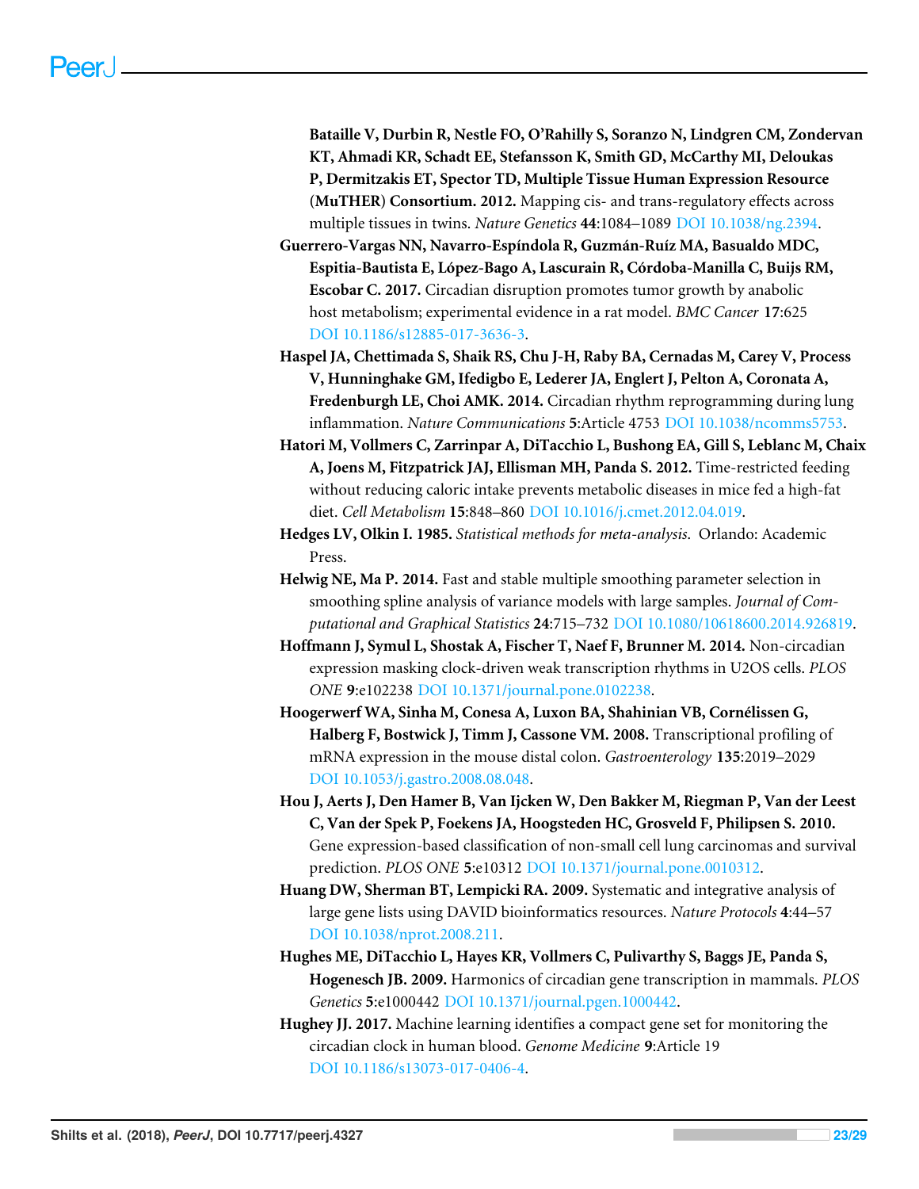**Bataille V, Durbin R, Nestle FO, O'Rahilly S, Soranzo N, Lindgren CM, Zondervan KT, Ahmadi KR, Schadt EE, Stefansson K, Smith GD, McCarthy MI, Deloukas P, Dermitzakis ET, Spector TD, Multiple Tissue Human Expression Resource (MuTHER) Consortium. 2012.** Mapping cis- and trans-regulatory effects across multiple tissues in twins. *Nature Genetics* **44**:1084–1089 DOI 10.1038/ng.2394.

**Guerrero-Vargas NN, Navarro-Espíndola R, Guzmán-Ruíz MA, Basualdo MDC, Espitia-Bautista E, López-Bago A, Lascurain R, Córdoba-Manilla C, Buijs RM, Escobar C. 2017.** Circadian disruption promotes tumor growth by anabolic host metabolism; experimental evidence in a rat model. *BMC Cancer* **17**:625 DOI 10.1186/s12885-017-3636-3.

**Haspel JA, Chettimada S, Shaik RS, Chu J-H, Raby BA, Cernadas M, Carey V, Process V, Hunninghake GM, Ifedigbo E, Lederer JA, Englert J, Pelton A, Coronata A, Fredenburgh LE, Choi AMK. 2014.** Circadian rhythm reprogramming during lung inflammation. *Nature Communications* **5**:Article 4753 DOI 10.1038/ncomms5753.

**Hatori M, Vollmers C, Zarrinpar A, DiTacchio L, Bushong EA, Gill S, Leblanc M, Chaix A, Joens M, Fitzpatrick JAJ, Ellisman MH, Panda S. 2012.** Time-restricted feeding without reducing caloric intake prevents metabolic diseases in mice fed a high-fat diet. *Cell Metabolism* **15**:848–860 DOI 10.1016/j.cmet.2012.04.019.

**Hedges LV, Olkin I. 1985.** *Statistical methods for meta-analysis.* Orlando: Academic Press.

**Helwig NE, Ma P. 2014.** Fast and stable multiple smoothing parameter selection in smoothing spline analysis of variance models with large samples. *Journal of Computational and Graphical Statistics* **24**:715–732 DOI 10.1080/10618600.2014.926819.

**Hoffmann J, Symul L, Shostak A, Fischer T, Naef F, Brunner M. 2014.** Non-circadian expression masking clock-driven weak transcription rhythms in U2OS cells. *PLOS ONE* **9**:e102238 DOI 10.1371/journal.pone.0102238.

**Hoogerwerf WA, Sinha M, Conesa A, Luxon BA, Shahinian VB, Cornélissen G, Halberg F, Bostwick J, Timm J, Cassone VM. 2008.** Transcriptional profiling of mRNA expression in the mouse distal colon. *Gastroenterology* **135**:2019–2029 DOI 10.1053/j.gastro.2008.08.048.

**Hou J, Aerts J, Den Hamer B, Van Ijcken W, Den Bakker M, Riegman P, Van der Leest C, Van der Spek P, Foekens JA, Hoogsteden HC, Grosveld F, Philipsen S. 2010.** Gene expression-based classification of non-small cell lung carcinomas and survival prediction. *PLOS ONE* **5**:e10312 DOI 10.1371/journal.pone.0010312.

**Huang DW, Sherman BT, Lempicki RA. 2009.** Systematic and integrative analysis of large gene lists using DAVID bioinformatics resources. *Nature Protocols* **4**:44–57 DOI 10.1038/nprot.2008.211.

**Hughes ME, DiTacchio L, Hayes KR, Vollmers C, Pulivarthy S, Baggs JE, Panda S, Hogenesch JB. 2009.** Harmonics of circadian gene transcription in mammals. *PLOS Genetics* **5**:e1000442 DOI 10.1371/journal.pgen.1000442.

**Hughey JJ. 2017.** Machine learning identifies a compact gene set for monitoring the circadian clock in human blood. *Genome Medicine* **9**:Article 19 DOI 10.1186/s13073-017-0406-4.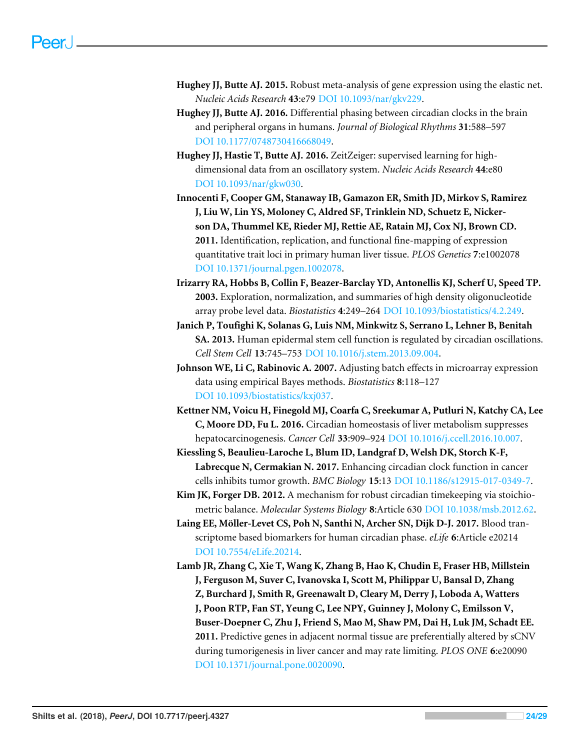**Hughey JJ, Butte AJ. 2015.** Robust meta-analysis of gene expression using the elastic net. *Nucleic Acids Research* **43**:e79 DOI 10.1093/nar/gkv229.

**Hughey JJ, Butte AJ. 2016.** Differential phasing between circadian clocks in the brain and peripheral organs in humans. *Journal of Biological Rhythms* **31**:588–597 DOI 10.1177/0748730416668049.

**Hughey JJ, Hastie T, Butte AJ. 2016.** ZeitZeiger: supervised learning for high-dimensional data from an oscillatory system. *Nucleic Acids Research* **44**:e80 DOI 10.1093/nar/gkw030.

**Innocenti F, Cooper GM, Stanaway IB, Gamazon ER, Smith JD, Mirkov S, Ramirez J, Liu W, Lin YS, Moloney C, Aldred SF, Trinklein ND, Schuetz E, Nickerson DA, Thummel KE, Rieder MJ, Rettie AE, Ratain MJ, Cox NJ, Brown CD. 2011.** Identification, replication, and functional fine-mapping of expression quantitative trait loci in primary human liver tissue. *PLOS Genetics* **7**:e1002078 DOI 10.1371/journal.pgen.1002078.

**Irizarry RA, Hobbs B, Collin F, Beazer-Barclay YD, Antonellis KJ, Scherf U, Speed TP. 2003.** Exploration, normalization, and summaries of high density oligonucleotide array probe level data. *Biostatistics* **4**:249–264 DOI 10.1093/biostatistics/4.2.249.

**Janich P, Toufighi K, Solanas G, Luis NM, Minkwitz S, Serrano L, Lehner B, Benitah SA. 2013.** Human epidermal stem cell function is regulated by circadian oscillations. *Cell Stem Cell* **13**:745–753 DOI 10.1016/j.stem.2013.09.004.

**Johnson WE, Li C, Rabinovic A. 2007.** Adjusting batch effects in microarray expression data using empirical Bayes methods. *Biostatistics* **8**:118–127 DOI 10.1093/biostatistics/kxj037.

**Kettner NM, Voicu H, Finegold MJ, Coarfa C, Sreekumar A, Putluri N, Katchy CA, Lee C, Moore DD, Fu L. 2016.** Circadian homeostasis of liver metabolism suppresses hepatocarcinogenesis. *Cancer Cell* **33**:909–924 DOI 10.1016/j.ccell.2016.10.007.

**Kiessling S, Beaulieu-Laroche L, Blum ID, Landgraf D, Welsh DK, Storch K-F, Labrecque N, Cermakian N. 2017.** Enhancing circadian clock function in cancer cells inhibits tumor growth. *BMC Biology* **15**:13 DOI 10.1186/s12915-017-0349-7.

**Kim JK, Forger DB. 2012.** A mechanism for robust circadian timekeeping via stoichiometric balance. *Molecular Systems Biology* **8**:Article 630 DOI 10.1038/msb.2012.62.

**Laing EE, Möller-Levet CS, Poh N, Santhi N, Archer SN, Dijk D-J. 2017.** Blood transcriptome based biomarkers for human circadian phase. *eLife* **6**:Article e20214 DOI 10.7554/eLife.20214.

**Lamb JR, Zhang C, Xie T, Wang K, Zhang B, Hao K, Chudin E, Fraser HB, Millstein J, Ferguson M, Suver C, Ivanovska I, Scott M, Philippar U, Bansal D, Zhang Z, Burchard J, Smith R, Greenawalt D, Cleary M, Derry J, Loboda A, Watters J, Poon RTP, Fan ST, Yeung C, Lee NPY, Guinney J, Molony C, Emilsson V, Buser-Doepner C, Zhu J, Friend S, Mao M, Shaw PM, Dai H, Luk JM, Schadt EE. 2011.** Predictive genes in adjacent normal tissue are preferentially altered by sCNV during tumorigenesis in liver cancer and may rate limiting. *PLOS ONE* **6**:e20090 DOI 10.1371/journal.pone.0020090.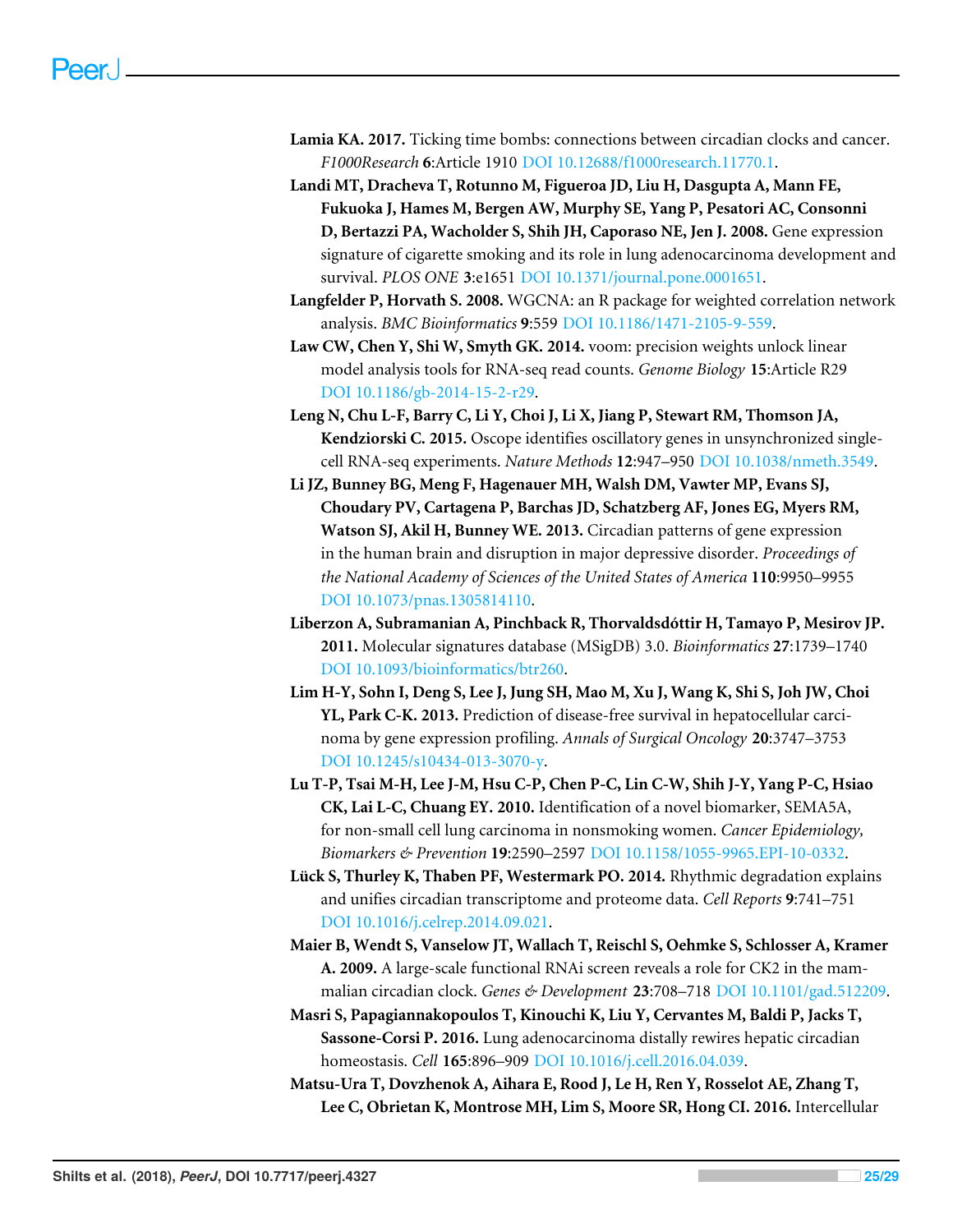**Lamia KA. 2017.** Ticking time bombs: connections between circadian clocks and cancer. *F1000Research* **6**:Article 1910 DOI 10.12688/f1000research.11770.1.

**Landi MT, Dracheva T, Rotunno M, Figueroa JD, Liu H, Dasgupta A, Mann FE, Fukuoka J, Hames M, Bergen AW, Murphy SE, Yang P, Pesatori AC, Consonni D, Bertazzi PA, Wacholder S, Shih JH, Caporaso NE, Jen J. 2008.** Gene expression signature of cigarette smoking and its role in lung adenocarcinoma development and survival. *PLOS ONE* **3**:e1651 DOI 10.1371/journal.pone.0001651.

**Langfelder P, Horvath S. 2008.** WGCNA: an R package for weighted correlation network analysis. *BMC Bioinformatics* **9**:559 DOI 10.1186/1471-2105-9-559.

**Law CW, Chen Y, Shi W, Smyth GK. 2014.** voom: precision weights unlock linear model analysis tools for RNA-seq read counts. *Genome Biology* **15**:Article R29 DOI 10.1186/gb-2014-15-2-r29.

**Leng N, Chu L-F, Barry C, Li Y, Choi J, Li X, Jiang P, Stewart RM, Thomson JA, Kendziorski C. 2015.** Oscope identifies oscillatory genes in unsynchronized single-cell RNA-seq experiments. *Nature Methods* **12**:947–950 DOI 10.1038/nmeth.3549.

**Li JZ, Bunney BG, Meng F, Hagenauer MH, Walsh DM, Vawter MP, Evans SJ, Choudary PV, Cartagena P, Barchas JD, Schatzberg AF, Jones EG, Myers RM, Watson SJ, Akil H, Bunney WE. 2013.** Circadian patterns of gene expression in the human brain and disruption in major depressive disorder. *Proceedings of the National Academy of Sciences of the United States of America* **110**:9950–9955 DOI 10.1073/pnas.1305814110.

**Liberzon A, Subramanian A, Pinchback R, Thorvaldsdóttir H, Tamayo P, Mesirov JP. 2011.** Molecular signatures database (MSigDB) 3.0. *Bioinformatics* **27**:1739–1740 DOI 10.1093/bioinformatics/btr260.

**Lim H-Y, Sohn I, Deng S, Lee J, Jung SH, Mao M, Xu J, Wang K, Shi S, Joh JW, Choi YL, Park C-K. 2013.** Prediction of disease-free survival in hepatocellular carcinoma by gene expression profiling. *Annals of Surgical Oncology* **20**:3747–3753 DOI 10.1245/s10434-013-3070-y.

**Lu T-P, Tsai M-H, Lee J-M, Hsu C-P, Chen P-C, Lin C-W, Shih J-Y, Yang P-C, Hsiao CK, Lai L-C, Chuang EY. 2010.** Identification of a novel biomarker, SEMA5A, for non-small cell lung carcinoma in nonsmoking women. *Cancer Epidemiology, Biomarkers & Prevention* **19**:2590–2597 DOI 10.1158/1055-9965.EPI-10-0332.

**Lück S, Thurley K, Thaben PF, Westermark PO. 2014.** Rhythmic degradation explains and unifies circadian transcriptome and proteome data. *Cell Reports* **9**:741–751 DOI 10.1016/j.celrep.2014.09.021.

**Maier B, Wendt S, Vanselow JT, Wallach T, Reischl S, Oehmke S, Schlosser A, Kramer A. 2009.** A large-scale functional RNAi screen reveals a role for CK2 in the mammalian circadian clock. *Genes & Development* **23**:708–718 DOI 10.1101/gad.512209.

**Masri S, Papagiannakopoulos T, Kinouchi K, Liu Y, Cervantes M, Baldi P, Jacks T, Sassone-Corsi P. 2016.** Lung adenocarcinoma distally rewires hepatic circadian homeostasis. *Cell* **165**:896–909 DOI 10.1016/j.cell.2016.04.039.

**Matsu-Ura T, Dovzhenok A, Aihara E, Rood J, Le H, Ren Y, Rosselot AE, Zhang T, Lee C, Obrietan K, Montrose MH, Lim S, Moore SR, Hong CI. 2016.** Intercellular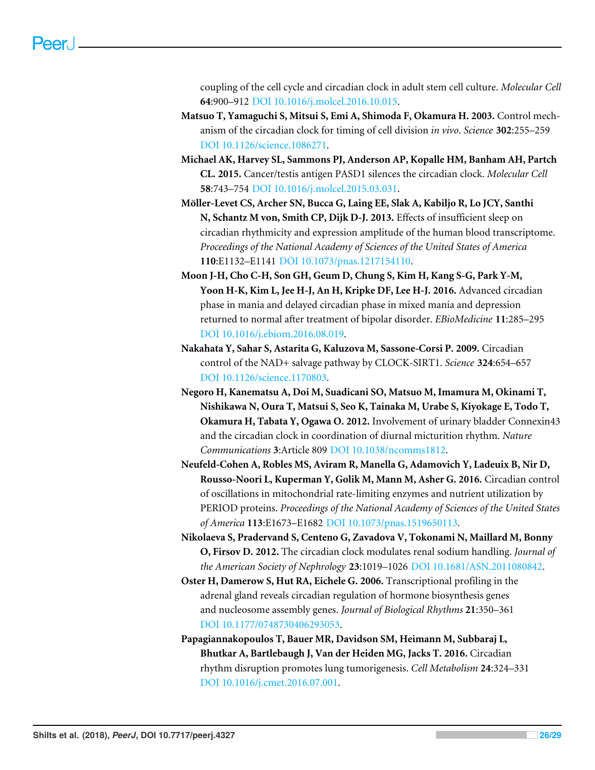coupling of the cell cycle and circadian clock in adult stem cell culture. *Molecular Cell* **64**:900–912 DOI 10.1016/j.molcel.2016.10.015.

**Matsuo T, Yamaguchi S, Mitsui S, Emi A, Shimoda F, Okamura H. 2003.** Control mechanism of the circadian clock for timing of cell division *in vivo*. *Science* **302**:255–259 DOI 10.1126/science.1086271.

**Michael AK, Harvey SL, Sammons PJ, Anderson AP, Kopalle HM, Banham AH, Partch CL. 2015.** Cancer/testis antigen PASD1 silences the circadian clock. *Molecular Cell* **58**:743–754 DOI 10.1016/j.molcel.2015.03.031.

**Möller-Levet CS, Archer SN, Bucca G, Laing EE, Slak A, Kabiljo R, Lo JCY, Santhi N, Schantz M von, Smith CP, Dijk D-J. 2013.** Effects of insufficient sleep on circadian rhythmicity and expression amplitude of the human blood transcriptome. *Proceedings of the National Academy of Sciences of the United States of America* **110**:E1132–E1141 DOI 10.1073/pnas.1217154110.

**Moon J-H, Cho C-H, Son GH, Geum D, Chung S, Kim H, Kang S-G, Park Y-M, Yoon H-K, Kim L, Jee H-J, An H, Kripke DF, Lee H-J. 2016.** Advanced circadian phase in mania and delayed circadian phase in mixed mania and depression returned to normal after treatment of bipolar disorder. *EBioMedicine* **11**:285–295 DOI 10.1016/j.ebiom.2016.08.019.

**Nakahata Y, Sahar S, Astarita G, Kaluzova M, Sassone-Corsi P. 2009.** Circadian control of the NAD+ salvage pathway by CLOCK-SIRT1. *Science* **324**:654–657 DOI 10.1126/science.1170803.

**Negoro H, Kanematsu A, Doi M, Suadicani SO, Matsuo M, Imamura M, Okinami T, Nishikawa N, Oura T, Matsui S, Seo K, Tainaka M, Urabe S, Kiyokage E, Todo T, Okamura H, Tabata Y, Ogawa O. 2012.** Involvement of urinary bladder Connexin43 and the circadian clock in coordination of diurnal micturition rhythm. *Nature Communications* **3**:Article 809 DOI 10.1038/ncomms1812.

**Neufeld-Cohen A, Robles MS, Aviram R, Manella G, Adamovich Y, Ladeuix B, Nir D, Rousso-Noori L, Kuperman Y, Golik M, Mann M, Asher G. 2016.** Circadian control of oscillations in mitochondrial rate-limiting enzymes and nutrient utilization by PERIOD proteins. *Proceedings of the National Academy of Sciences of the United States of America* **113**:E1673–E1682 DOI 10.1073/pnas.1519650113.

**Nikolaeva S, Pradervand S, Centeno G, Zavadova V, Tokonami N, Maillard M, Bonny O, Firsov D. 2012.** The circadian clock modulates renal sodium handling. *Journal of the American Society of Nephrology* **23**:1019–1026 DOI 10.1681/ASN.2011080842.

**Oster H, Damerow S, Hut RA, Eichele G. 2006.** Transcriptional profiling in the adrenal gland reveals circadian regulation of hormone biosynthesis genes and nucleosome assembly genes. *Journal of Biological Rhythms* **21**:350–361 DOI 10.1177/0748730406293053.

**Papagiannakopoulos T, Bauer MR, Davidson SM, Heimann M, Subbaraj L, Bhutkar A, Bartlebaugh J, Van der Heiden MG, Jacks T. 2016.** Circadian rhythm disruption promotes lung tumorigenesis. *Cell Metabolism* **24**:324–331 DOI 10.1016/j.cmet.2016.07.001.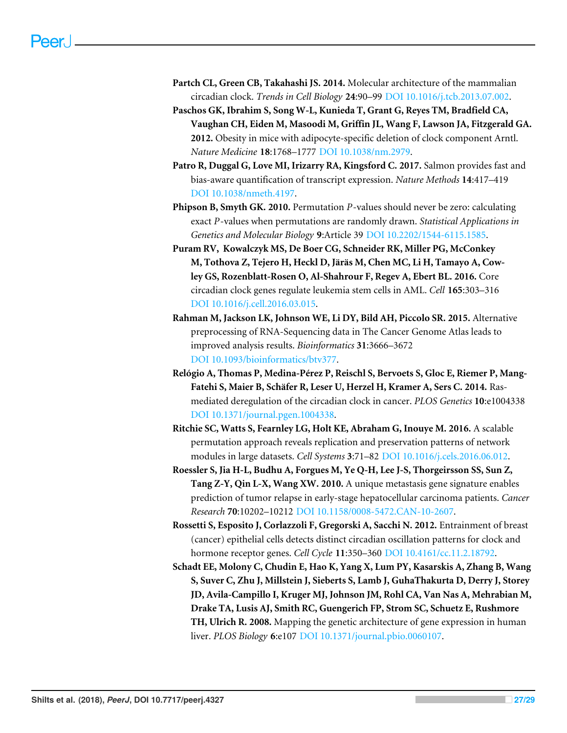**Partch CL, Green CB, Takahashi JS. 2014.** Molecular architecture of the mammalian circadian clock. *Trends in Cell Biology* **24**:90–99 DOI 10.1016/j.tcb.2013.07.002.

**Paschos GK, Ibrahim S, Song W-L, Kunieda T, Grant G, Reyes TM, Bradfield CA, Vaughan CH, Eiden M, Masoodi M, Griffin JL, Wang F, Lawson JA, Fitzgerald GA. 2012.** Obesity in mice with adipocyte-specific deletion of clock component Arntl. *Nature Medicine* **18**:1768–1777 DOI 10.1038/nm.2979.

**Patro R, Duggal G, Love MI, Irizarry RA, Kingsford C. 2017.** Salmon provides fast and bias-aware quantification of transcript expression. *Nature Methods* **14**:417–419 DOI 10.1038/nmeth.4197.

**Phipson B, Smyth GK. 2010.** Permutation $P$-values should never be zero: calculating exact $P$-values when permutations are randomly drawn. *Statistical Applications in Genetics and Molecular Biology* **9**:Article 39 DOI 10.2202/1544-6115.1585.

**Puram RV, Kowalczyk MS, De Boer CG, Schneider RK, Miller PG, McConkey M, Tothova Z, Tejero H, Heckl D, Järäs M, Chen MC, Li H, Tamayo A, Cowley GS, Rozenblatt-Rosen O, Al-Shahrour F, Regev A, Ebert BL. 2016.** Core circadian clock genes regulate leukemia stem cells in AML. *Cell* **165**:303–316 DOI 10.1016/j.cell.2016.03.015.

**Rahman M, Jackson LK, Johnson WE, Li DY, Bild AH, Piccolo SR. 2015.** Alternative preprocessing of RNA-Sequencing data in The Cancer Genome Atlas leads to improved analysis results. *Bioinformatics* **31**:3666–3672 DOI 10.1093/bioinformatics/btv377.

**Relógio A, Thomas P, Medina-Pérez P, Reischl S, Bervoets S, Gloc E, Riemer P, Mang-Fatehi S, Maier B, Schäfer R, Leser U, Herzel H, Kramer A, Sers C. 2014.** Ras-mediated deregulation of the circadian clock in cancer. *PLOS Genetics* **10**:e1004338 DOI 10.1371/journal.pgen.1004338.

**Ritchie SC, Watts S, Fearnley LG, Holt KE, Abraham G, Inouye M. 2016.** A scalable permutation approach reveals replication and preservation patterns of network modules in large datasets. *Cell Systems* **3**:71–82 DOI 10.1016/j.cels.2016.06.012.

**Roessler S, Jia H-L, Budhu A, Forgues M, Ye Q-H, Lee J-S, Thorgeirsson SS, Sun Z, Tang Z-Y, Qin L-X, Wang XW. 2010.** A unique metastasis gene signature enables prediction of tumor relapse in early-stage hepatocellular carcinoma patients. *Cancer Research* **70**:10202–10212 DOI 10.1158/0008-5472.CAN-10-2607.

**Rossetti S, Esposito J, Corlazzoli F, Gregorski A, Sacchi N. 2012.** Entrainment of breast (cancer) epithelial cells detects distinct circadian oscillation patterns for clock and hormone receptor genes. *Cell Cycle* **11**:350–360 DOI 10.4161/cc.11.2.18792.

**Schadt EE, Molony C, Chudin E, Hao K, Yang X, Lum PY, Kasarskis A, Zhang B, Wang S, Suver C, Zhu J, Millstein J, Sieberts S, Lamb J, GuhaThakurta D, Derry J, Storey JD, Avila-Campillo I, Kruger MJ, Johnson JM, Rohl CA, Van Nas A, Mehrabian M, Drake TA, Lusis AJ, Smith RC, Guengerich FP, Strom SC, Schuetz E, Rushmore TH, Ulrich R. 2008.** Mapping the genetic architecture of gene expression in human liver. *PLOS Biology* **6**:e107 DOI 10.1371/journal.pbio.0060107.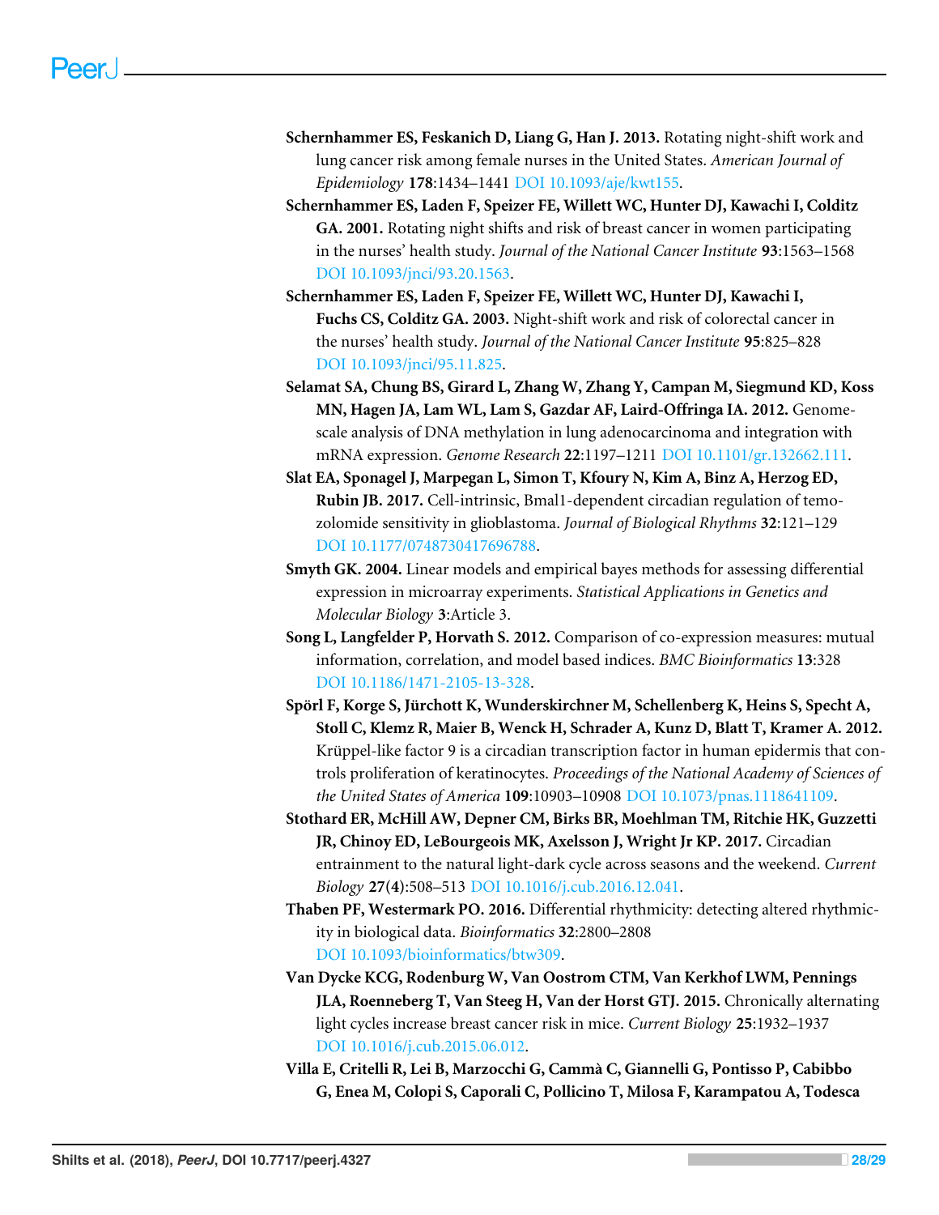**Schernhammer ES, Feskanich D, Liang G, Han J. 2013.** Rotating night-shift work and lung cancer risk among female nurses in the United States. *American Journal of Epidemiology* **178**:1434–1441 DOI 10.1093/aje/kwt155.

**Schernhammer ES, Laden F, Speizer FE, Willett WC, Hunter DJ, Kawachi I, Colditz GA. 2001.** Rotating night shifts and risk of breast cancer in women participating in the nurses' health study. *Journal of the National Cancer Institute* **93**:1563–1568 DOI 10.1093/jnci/93.20.1563.

**Schernhammer ES, Laden F, Speizer FE, Willett WC, Hunter DJ, Kawachi I, Fuchs CS, Colditz GA. 2003.** Night-shift work and risk of colorectal cancer in the nurses' health study. *Journal of the National Cancer Institute* **95**:825–828 DOI 10.1093/jnci/95.11.825.

**Selamat SA, Chung BS, Girard L, Zhang W, Zhang Y, Campan M, Siegmund KD, Koss MN, Hagen JA, Lam WL, Lam S, Gazdar AF, Laird-Offringa IA. 2012.** Genome-scale analysis of DNA methylation in lung adenocarcinoma and integration with mRNA expression. *Genome Research* **22**:1197–1211 DOI 10.1101/gr.132662.111.

**Slat EA, Sponagel J, Marpegan L, Simon T, Kfoury N, Kim A, Binz A, Herzog ED, Rubin JB. 2017.** Cell-intrinsic, Bmal1-dependent circadian regulation of temozolomide sensitivity in glioblastoma. *Journal of Biological Rhythms* **32**:121–129 DOI 10.1177/0748730417696788.

**Smyth GK. 2004.** Linear models and empirical bayes methods for assessing differential expression in microarray experiments. *Statistical Applications in Genetics and Molecular Biology* **3**:Article 3.

**Song L, Langfelder P, Horvath S. 2012.** Comparison of co-expression measures: mutual information, correlation, and model based indices. *BMC Bioinformatics* **13**:328 DOI 10.1186/1471-2105-13-328.

**Spörl F, Korge S, Jürchott K, Wunderskirchner M, Schellenberg K, Heins S, Specht A, Stoll C, Klemz R, Maier B, Wenck H, Schrader A, Kunz D, Blatt T, Kramer A. 2012.** Krüppel-like factor 9 is a circadian transcription factor in human epidermis that controls proliferation of keratinocytes. *Proceedings of the National Academy of Sciences of the United States of America* **109**:10903–10908 DOI 10.1073/pnas.1118641109.

**Stothard ER, McHill AW, Depner CM, Birks BR, Moehlman TM, Ritchie HK, Guzzetti JR, Chinoy ED, LeBourgeois MK, Axelsson J, Wright Jr KP. 2017.** Circadian entrainment to the natural light-dark cycle across seasons and the weekend. *Current Biology* **27(4)**:508–513 DOI 10.1016/j.cub.2016.12.041.

**Thaben PF, Westermark PO. 2016.** Differential rhythmicity: detecting altered rhythmicity in biological data. *Bioinformatics* **32**:2800–2808 DOI 10.1093/bioinformatics/btw309.

**Van Dycke KCG, Rodenburg W, Van Oostrom CTM, Van Kerkhof LWM, Pennings JLA, Roenneberg T, Van Steeg H, Van der Horst GTJ. 2015.** Chronically alternating light cycles increase breast cancer risk in mice. *Current Biology* **25**:1932–1937 DOI 10.1016/j.cub.2015.06.012.

**Villa E, Critelli R, Lei B, Marzocchi G, Cammà C, Giannelli G, Pontisso P, Cabibbo G, Enea M, Colopi S, Caporali C, Pollicino T, Milosa F, Karampatou A, Todesca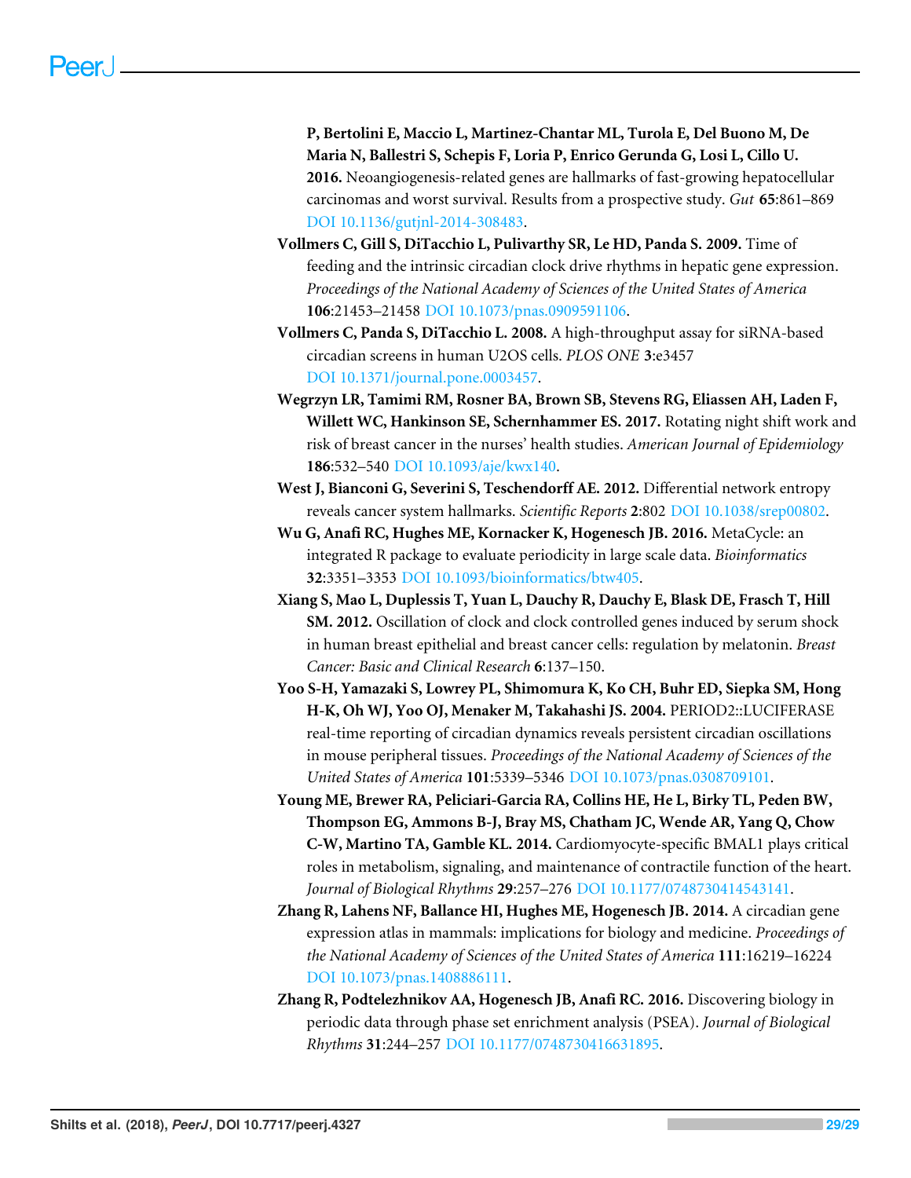**P, Bertolini E, Maccio L, Martinez-Chantar ML, Turola E, Del Buono M, De Maria N, Ballestri S, Schepis F, Loria P, Enrico Gerunda G, Losi L, Cillo U. 2016.** Neoangiogenesis-related genes are hallmarks of fast-growing hepatocellular carcinomas and worst survival. Results from a prospective study. *Gut* **65**:861–869 DOI 10.1136/gutjnl-2014-308483.

**Vollmers C, Gill S, DiTacchio L, Pulivarthy SR, Le HD, Panda S. 2009.** Time of feeding and the intrinsic circadian clock drive rhythms in hepatic gene expression. *Proceedings of the National Academy of Sciences of the United States of America* **106**:21453–21458 DOI 10.1073/pnas.0909591106.

**Vollmers C, Panda S, DiTacchio L. 2008.** A high-throughput assay for siRNA-based circadian screens in human U2OS cells. *PLOS ONE* **3**:e3457 DOI 10.1371/journal.pone.0003457.

**Wegrzyn LR, Tamimi RM, Rosner BA, Brown SB, Stevens RG, Eliassen AH, Laden F, Willett WC, Hankinson SE, Schernhammer ES. 2017.** Rotating night shift work and risk of breast cancer in the nurses' health studies. *American Journal of Epidemiology* **186**:532–540 DOI 10.1093/aje/kwx140.

**West J, Bianconi G, Severini S, Teschendorff AE. 2012.** Differential network entropy reveals cancer system hallmarks. *Scientific Reports* **2**:802 DOI 10.1038/srep00802.

**Wu G, Anafi RC, Hughes ME, Kornacker K, Hogenesch JB. 2016.** MetaCycle: an integrated R package to evaluate periodicity in large scale data. *Bioinformatics* **32**:3351–3353 DOI 10.1093/bioinformatics/btw405.

**Xiang S, Mao L, Duplessis T, Yuan L, Dauchy R, Dauchy E, Blask DE, Frasch T, Hill SM. 2012.** Oscillation of clock and clock controlled genes induced by serum shock in human breast epithelial and breast cancer cells: regulation by melatonin. *Breast Cancer: Basic and Clinical Research* **6**:137–150.

**Yoo S-H, Yamazaki S, Lowrey PL, Shimomura K, Ko CH, Buhr ED, Siepka SM, Hong H-K, Oh WJ, Yoo OJ, Menaker M, Takahashi JS. 2004.** PERIOD2::LUCIFERASE real-time reporting of circadian dynamics reveals persistent circadian oscillations in mouse peripheral tissues. *Proceedings of the National Academy of Sciences of the United States of America* **101**:5339–5346 DOI 10.1073/pnas.0308709101.

**Young ME, Brewer RA, Peliciari-Garcia RA, Collins HE, He L, Birky TL, Peden BW, Thompson EG, Ammons B-J, Bray MS, Chatham JC, Wende AR, Yang Q, Chow C-W, Martino TA, Gamble KL. 2014.** Cardiomyocyte-specific BMAL1 plays critical roles in metabolism, signaling, and maintenance of contractile function of the heart. *Journal of Biological Rhythms* **29**:257–276 DOI 10.1177/0748730414543141.

**Zhang R, Lahens NF, Ballance HI, Hughes ME, Hogenesch JB. 2014.** A circadian gene expression atlas in mammals: implications for biology and medicine. *Proceedings of the National Academy of Sciences of the United States of America* **111**:16219–16224 DOI 10.1073/pnas.1408886111.

**Zhang R, Podtelezhnikov AA, Hogenesch JB, Anafi RC. 2016.** Discovering biology in periodic data through phase set enrichment analysis (PSEA). *Journal of Biological Rhythms* **31**:244–257 DOI 10.1177/0748730416631895.